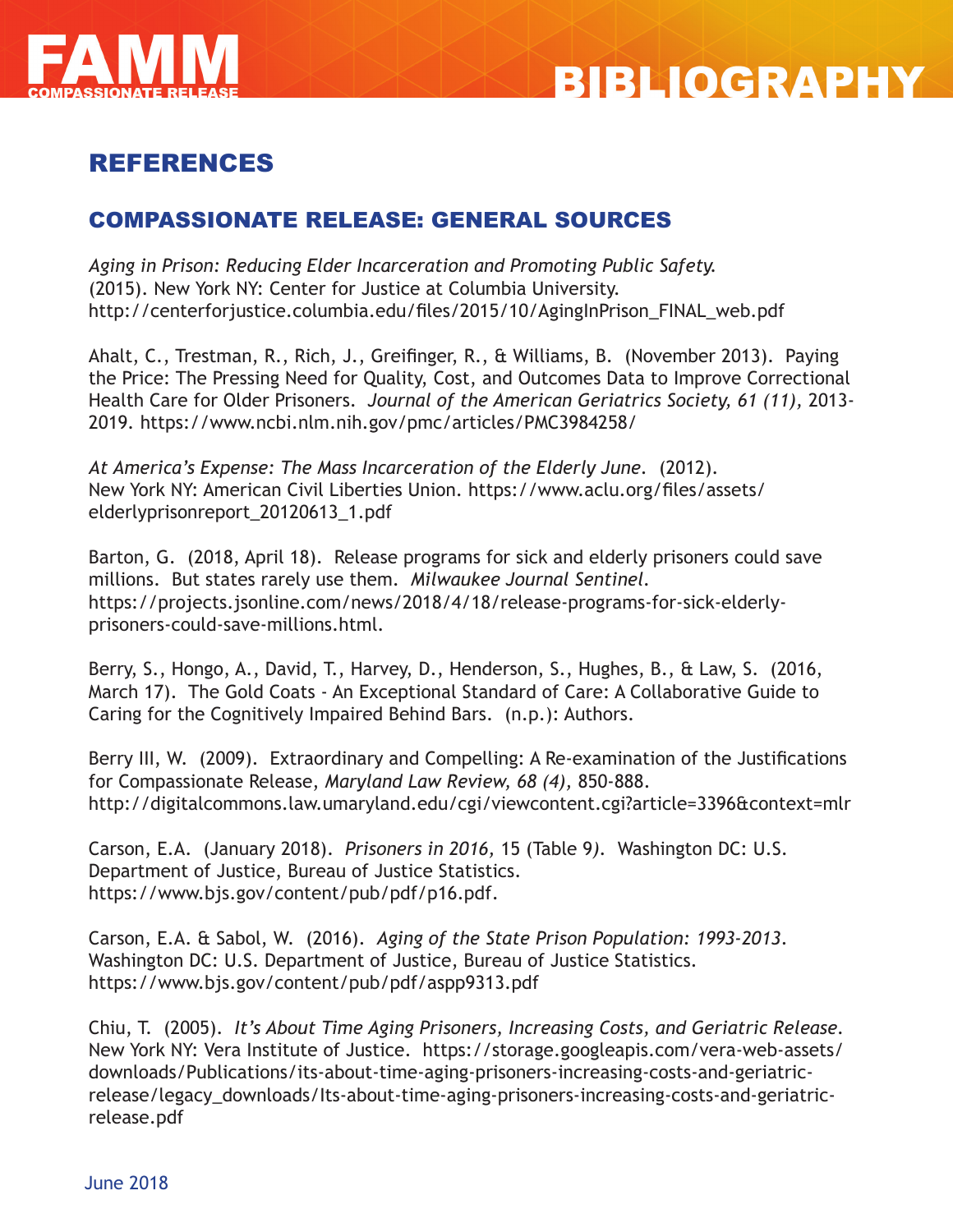# FAMM COMPASSIONATE RELEASE

# BIBLIOGRAPHY

## REFERENCES

### COMPASSIONATE RELEASE: GENERAL SOURCES

*Aging in Prison: Reducing Elder Incarceration and Promoting Public Safety.* (2015). New York NY: Center for Justice at Columbia University. http://centerforjustice.columbia.edu/files/2015/10/AgingInPrison_FINAL_web.pdf

Ahalt, C., Trestman, R., Rich, J., Greifinger, R., & Williams, B. (November 2013). Paying the Price: The Pressing Need for Quality, Cost, and Outcomes Data to Improve Correctional Health Care for Older Prisoners. *Journal of the American Geriatrics Society, 61 (11),* 2013-2019. https://www.ncbi.nlm.nih.gov/pmc/articles/PMC3984258/

*At America's Expense: The Mass Incarceration of the Elderly June.* (2012). New York NY: American Civil Liberties Union. https://www.aclu.org/files/assets/elderlyprisonreport_20120613_1.pdf

Barton, G. (2018, April 18). Release programs for sick and elderly prisoners could save millions. But states rarely use them. *Milwaukee Journal Sentinel.* https://projects.jsonline.com/news/2018/4/18/release-programs-for-sick-elderly-prisoners-could-save-millions.html.

Berry, S., Hongo, A., David, T., Harvey, D., Henderson, S., Hughes, B., & Law, S. (2016, March 17). The Gold Coats - An Exceptional Standard of Care: A Collaborative Guide to Caring for the Cognitively Impaired Behind Bars. (n.p.): Authors.

Berry III, W. (2009). Extraordinary and Compelling: A Re-examination of the Justifications for Compassionate Release, *Maryland Law Review, 68 (4),* 850-888. http://digitalcommons.law.umaryland.edu/cgi/viewcontent.cgi?article=3396&context=mlr

Carson, E.A. (January 2018). *Prisoners in 2016,* 15 (Table 9). Washington DC: U.S. Department of Justice, Bureau of Justice Statistics. https://www.bjs.gov/content/pub/pdf/p16.pdf.

Carson, E.A. & Sabol, W. (2016). *Aging of the State Prison Population: 1993-2013.* Washington DC: U.S. Department of Justice, Bureau of Justice Statistics. https://www.bjs.gov/content/pub/pdf/aspp9313.pdf

Chiu, T. (2005). *It's About Time Aging Prisoners, Increasing Costs, and Geriatric Release.* New York NY: Vera Institute of Justice. https://storage.googleapis.com/vera-web-assets/downloads/Publications/its-about-time-aging-prisoners-increasing-costs-and-geriatric-release/legacy_downloads/Its-about-time-aging-prisoners-increasing-costs-and-geriatric-release.pdf

June 2018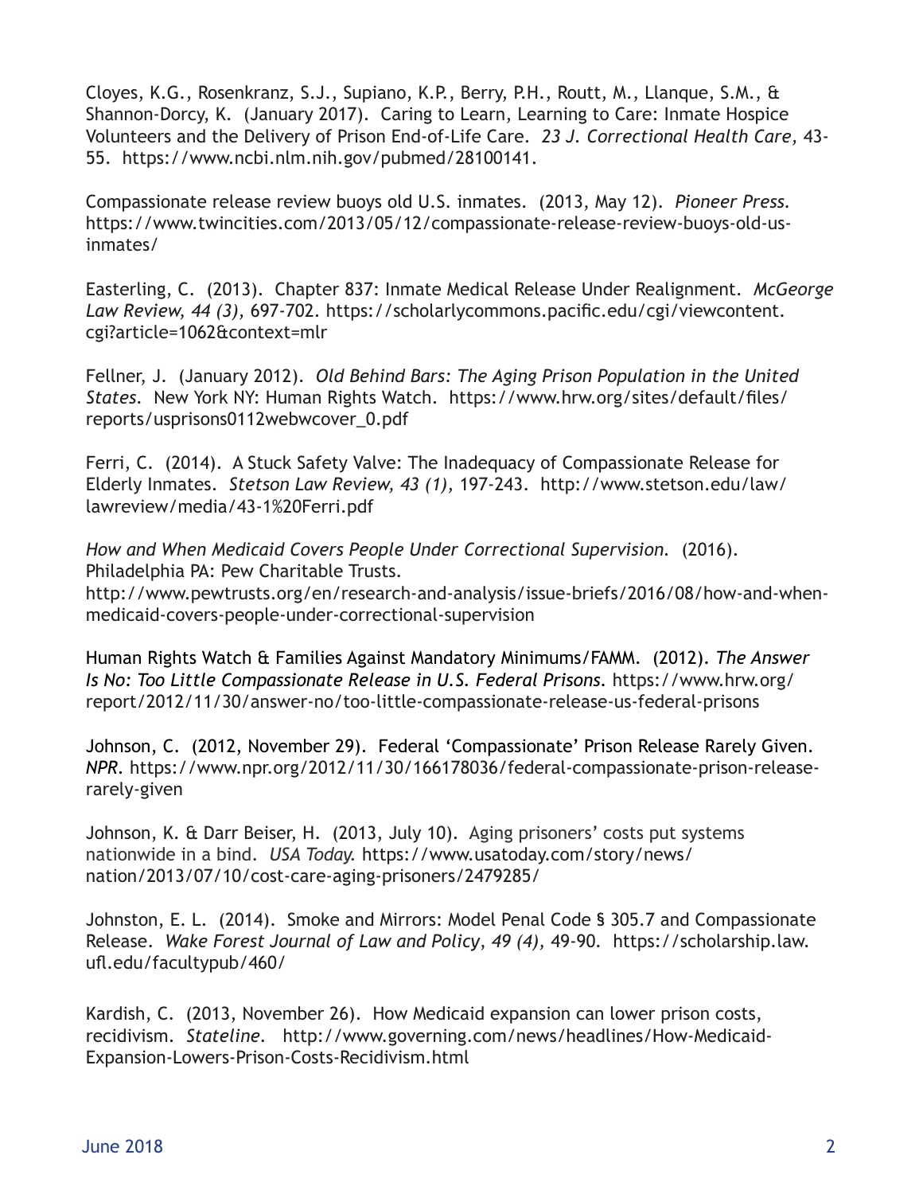Cloyes, K.G., Rosenkranz, S.J., Supiano, K.P., Berry, P.H., Routt, M., Llanque, S.M., & Shannon-Dorcy, K. (January 2017). Caring to Learn, Learning to Care: Inmate Hospice Volunteers and the Delivery of Prison End-of-Life Care. *23 J. Correctional Health Care*, 43-55. https://www.ncbi.nlm.nih.gov/pubmed/28100141.

Compassionate release review buoys old U.S. inmates. (2013, May 12). *Pioneer Press.* https://www.twincities.com/2013/05/12/compassionate-release-review-buoys-old-us-inmates/

Easterling, C. (2013). Chapter 837: Inmate Medical Release Under Realignment. *McGeorge Law Review, 44 (3),* 697-702. https://scholarlycommons.pacific.edu/cgi/viewcontent.cgi?article=1062&context=mlr

Fellner, J. (January 2012). *Old Behind Bars: The Aging Prison Population in the United States.* New York NY: Human Rights Watch. https://www.hrw.org/sites/default/files/reports/usprisons0112webwcover_0.pdf

Ferri, C. (2014). A Stuck Safety Valve: The Inadequacy of Compassionate Release for Elderly Inmates. *Stetson Law Review, 43 (1),* 197-243. http://www.stetson.edu/law/lawreview/media/43-1%20Ferri.pdf

*How and When Medicaid Covers People Under Correctional Supervision.* (2016). Philadelphia PA: Pew Charitable Trusts. http://www.pewtrusts.org/en/research-and-analysis/issue-briefs/2016/08/how-and-when-medicaid-covers-people-under-correctional-supervision

Human Rights Watch & Families Against Mandatory Minimums/FAMM. (2012). *The Answer Is No: Too Little Compassionate Release in U.S. Federal Prisons.* https://www.hrw.org/report/2012/11/30/answer-no/too-little-compassionate-release-us-federal-prisons

Johnson, C. (2012, November 29). Federal 'Compassionate' Prison Release Rarely Given. *NPR.* https://www.npr.org/2012/11/30/166178036/federal-compassionate-prison-release-rarely-given

Johnson, K. & Darr Beiser, H. (2013, July 10). Aging prisoners' costs put systems nationwide in a bind. *USA Today.* https://www.usatoday.com/story/news/nation/2013/07/10/cost-care-aging-prisoners/2479285/

Johnston, E. L. (2014). Smoke and Mirrors: Model Penal Code § 305.7 and Compassionate Release. *Wake Forest Journal of Law and Policy, 49 (4),* 49-90. https://scholarship.law.ufl.edu/facultypub/460/

Kardish, C. (2013, November 26). How Medicaid expansion can lower prison costs, recidivism. *Stateline.* http://www.governing.com/news/headlines/How-Medicaid-Expansion-Lowers-Prison-Costs-Recidivism.html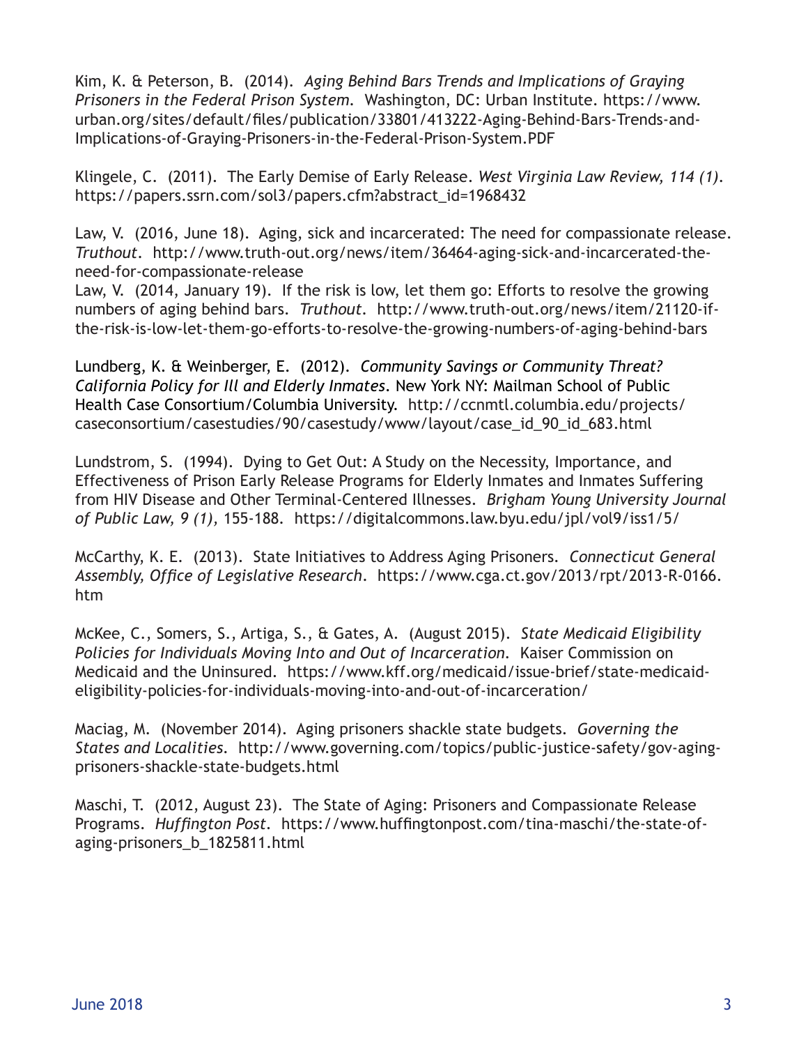Kim, K. & Peterson, B. (2014). *Aging Behind Bars Trends and Implications of Graying Prisoners in the Federal Prison System*. Washington, DC: Urban Institute. https://www.urban.org/sites/default/files/publication/33801/413222-Aging-Behind-Bars-Trends-and-Implications-of-Graying-Prisoners-in-the-Federal-Prison-System.PDF

Klingele, C. (2011). The Early Demise of Early Release. *West Virginia Law Review, 114 (1)*. https://papers.ssrn.com/sol3/papers.cfm?abstract_id=1968432

Law, V. (2016, June 18). Aging, sick and incarcerated: The need for compassionate release. *Truthout*. http://www.truth-out.org/news/item/36464-aging-sick-and-incarcerated-the-need-for-compassionate-release
Law, V. (2014, January 19). If the risk is low, let them go: Efforts to resolve the growing numbers of aging behind bars. *Truthout*. http://www.truth-out.org/news/item/21120-if-the-risk-is-low-let-them-go-efforts-to-resolve-the-growing-numbers-of-aging-behind-bars

Lundberg, K. & Weinberger, E. (2012). *Community Savings or Community Threat? California Policy for Ill and Elderly Inmates*. New York NY: Mailman School of Public Health Case Consortium/Columbia University. http://ccnmtl.columbia.edu/projects/caseconsortium/casestudies/90/casestudy/www/layout/case_id_90_id_683.html

Lundstrom, S. (1994). Dying to Get Out: A Study on the Necessity, Importance, and Effectiveness of Prison Early Release Programs for Elderly Inmates and Inmates Suffering from HIV Disease and Other Terminal-Centered Illnesses. *Brigham Young University Journal of Public Law, 9 (1),* 155-188. https://digitalcommons.law.byu.edu/jpl/vol9/iss1/5/

McCarthy, K. E. (2013). State Initiatives to Address Aging Prisoners. *Connecticut General Assembly, Office of Legislative Research*. https://www.cga.ct.gov/2013/rpt/2013-R-0166.htm

McKee, C., Somers, S., Artiga, S., & Gates, A. (August 2015). *State Medicaid Eligibility Policies for Individuals Moving Into and Out of Incarceration*. Kaiser Commission on Medicaid and the Uninsured. https://www.kff.org/medicaid/issue-brief/state-medicaid-eligibility-policies-for-individuals-moving-into-and-out-of-incarceration/

Maciag, M. (November 2014). Aging prisoners shackle state budgets. *Governing the States and Localities*. http://www.governing.com/topics/public-justice-safety/gov-aging-prisoners-shackle-state-budgets.html

Maschi, T. (2012, August 23). The State of Aging: Prisoners and Compassionate Release Programs. *Huffington Post*. https://www.huffingtonpost.com/tina-maschi/the-state-of-aging-prisoners_b_1825811.html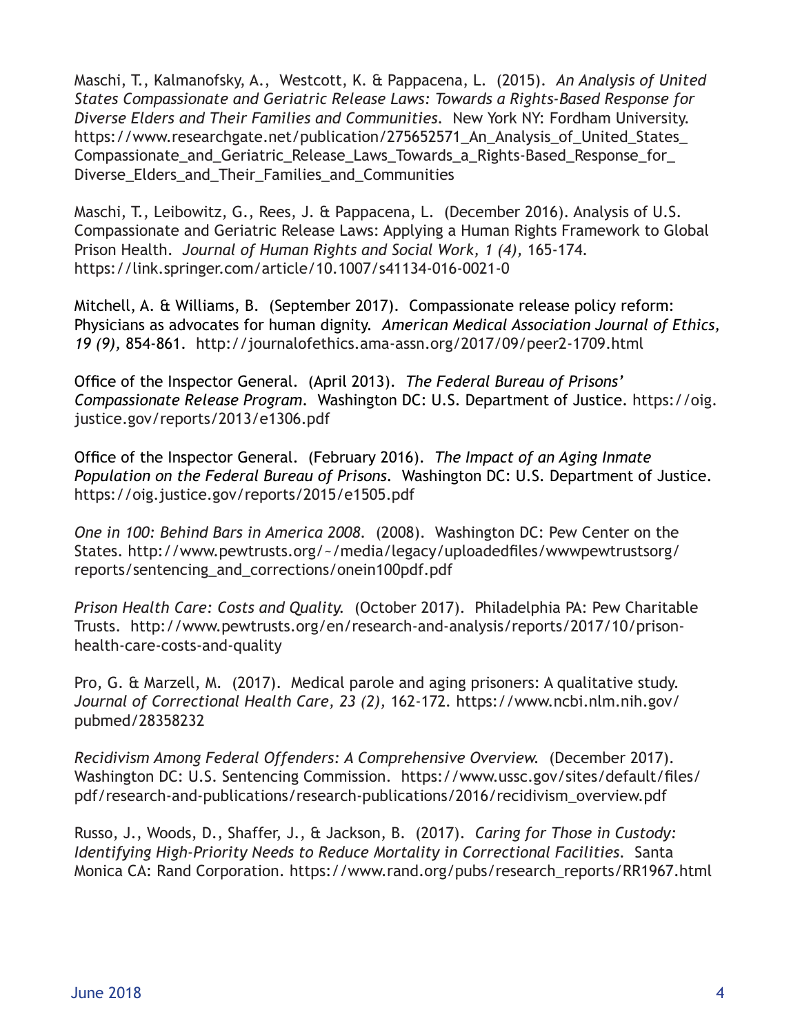Maschi, T., Kalmanofsky, A., Westcott, K. & Pappacena, L. (2015). *An Analysis of United States Compassionate and Geriatric Release Laws: Towards a Rights-Based Response for Diverse Elders and Their Families and Communities.* New York NY: Fordham University. https://www.researchgate.net/publication/275652571_An_Analysis_of_United_States_Compassionate_and_Geriatric_Release_Laws_Towards_a_Rights-Based_Response_for_Diverse_Elders_and_Their_Families_and_Communities

Maschi, T., Leibowitz, G., Rees, J. & Pappacena, L. (December 2016). Analysis of U.S. Compassionate and Geriatric Release Laws: Applying a Human Rights Framework to Global Prison Health. *Journal of Human Rights and Social Work, 1 (4),* 165-174. https://link.springer.com/article/10.1007/s41134-016-0021-0

Mitchell, A. & Williams, B. (September 2017). Compassionate release policy reform: Physicians as advocates for human dignity. *American Medical Association Journal of Ethics, 19 (9),* 854-861. http://journalofethics.ama-assn.org/2017/09/peer2-1709.html

Office of the Inspector General. (April 2013). *The Federal Bureau of Prisons' Compassionate Release Program.* Washington DC: U.S. Department of Justice. https://oig.justice.gov/reports/2013/e1306.pdf

Office of the Inspector General. (February 2016). *The Impact of an Aging Inmate Population on the Federal Bureau of Prisons.* Washington DC: U.S. Department of Justice. https://oig.justice.gov/reports/2015/e1505.pdf

*One in 100: Behind Bars in America 2008.* (2008). Washington DC: Pew Center on the States. http://www.pewtrusts.org/~/media/legacy/uploadedfiles/wwwpewtrustsorg/reports/sentencing_and_corrections/onein100pdf.pdf

*Prison Health Care: Costs and Quality.* (October 2017). Philadelphia PA: Pew Charitable Trusts. http://www.pewtrusts.org/en/research-and-analysis/reports/2017/10/prison-health-care-costs-and-quality

Pro, G. & Marzell, M. (2017). Medical parole and aging prisoners: A qualitative study. *Journal of Correctional Health Care, 23 (2),* 162-172. https://www.ncbi.nlm.nih.gov/pubmed/28358232

*Recidivism Among Federal Offenders: A Comprehensive Overview.* (December 2017). Washington DC: U.S. Sentencing Commission. https://www.ussc.gov/sites/default/files/pdf/research-and-publications/research-publications/2016/recidivism_overview.pdf

Russo, J., Woods, D., Shaffer, J., & Jackson, B. (2017). *Caring for Those in Custody: Identifying High-Priority Needs to Reduce Mortality in Correctional Facilities.* Santa Monica CA: Rand Corporation. https://www.rand.org/pubs/research_reports/RR1967.html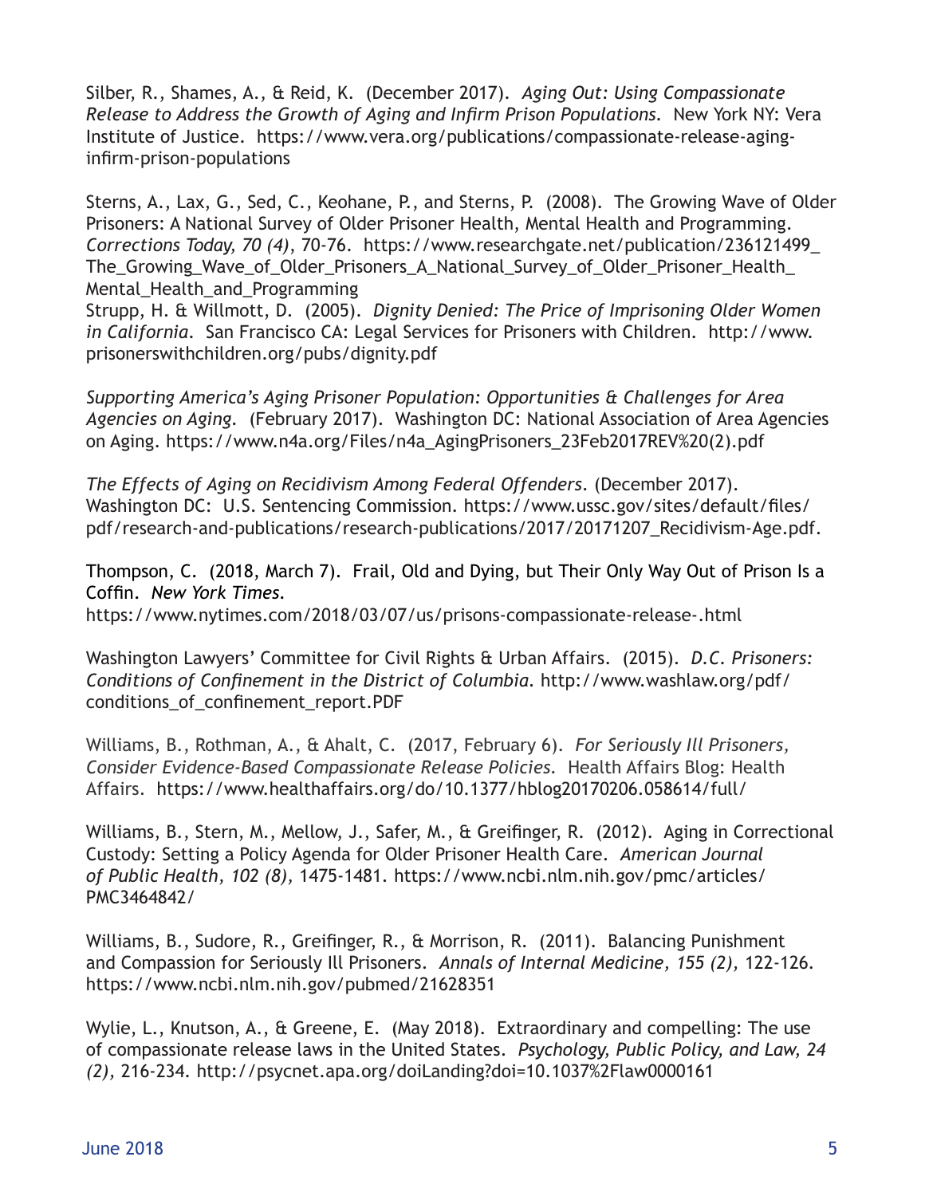Silber, R., Shames, A., & Reid, K. (December 2017). *Aging Out: Using Compassionate Release to Address the Growth of Aging and Infirm Prison Populations.* New York NY: Vera Institute of Justice. https://www.vera.org/publications/compassionate-release-aging-infirm-prison-populations

Sterns, A., Lax, G., Sed, C., Keohane, P., and Sterns, P. (2008). The Growing Wave of Older Prisoners: A National Survey of Older Prisoner Health, Mental Health and Programming. *Corrections Today, 70 (4)*, 70-76. https://www.researchgate.net/publication/236121499_The_Growing_Wave_of_Older_Prisoners_A_National_Survey_of_Older_Prisoner_Health_Mental_Health_and_Programming

Strupp, H. & Willmott, D. (2005). *Dignity Denied: The Price of Imprisoning Older Women in California.* San Francisco CA: Legal Services for Prisoners with Children. http://www.prisonerswithchildren.org/pubs/dignity.pdf

*Supporting America's Aging Prisoner Population: Opportunities & Challenges for Area Agencies on Aging.* (February 2017). Washington DC: National Association of Area Agencies on Aging. https://www.n4a.org/Files/n4a_AgingPrisoners_23Feb2017REV%20(2).pdf

*The Effects of Aging on Recidivism Among Federal Offenders.* (December 2017). Washington DC: U.S. Sentencing Commission. https://www.ussc.gov/sites/default/files/pdf/research-and-publications/research-publications/2017/20171207_Recidivism-Age.pdf.

Thompson, C. (2018, March 7). Frail, Old and Dying, but Their Only Way Out of Prison Is a Coffin. *New York Times.* https://www.nytimes.com/2018/03/07/us/prisons-compassionate-release-.html

Washington Lawyers' Committee for Civil Rights & Urban Affairs. (2015). *D.C. Prisoners: Conditions of Confinement in the District of Columbia.* http://www.washlaw.org/pdf/conditions_of_confinement_report.PDF

Williams, B., Rothman, A., & Ahalt, C. (2017, February 6). *For Seriously Ill Prisoners, Consider Evidence-Based Compassionate Release Policies.* Health Affairs Blog: Health Affairs. https://www.healthaffairs.org/do/10.1377/hblog20170206.058614/full/

Williams, B., Stern, M., Mellow, J., Safer, M., & Greifinger, R. (2012). Aging in Correctional Custody: Setting a Policy Agenda for Older Prisoner Health Care. *American Journal of Public Health, 102 (8),* 1475-1481. https://www.ncbi.nlm.nih.gov/pmc/articles/PMC3464842/

Williams, B., Sudore, R., Greifinger, R., & Morrison, R. (2011). Balancing Punishment and Compassion for Seriously Ill Prisoners. *Annals of Internal Medicine, 155 (2),* 122-126. https://www.ncbi.nlm.nih.gov/pubmed/21628351

Wylie, L., Knutson, A., & Greene, E. (May 2018). Extraordinary and compelling: The use of compassionate release laws in the United States. *Psychology, Public Policy, and Law, 24 (2),* 216-234. http://psycnet.apa.org/doiLanding?doi=10.1037%2Flaw0000161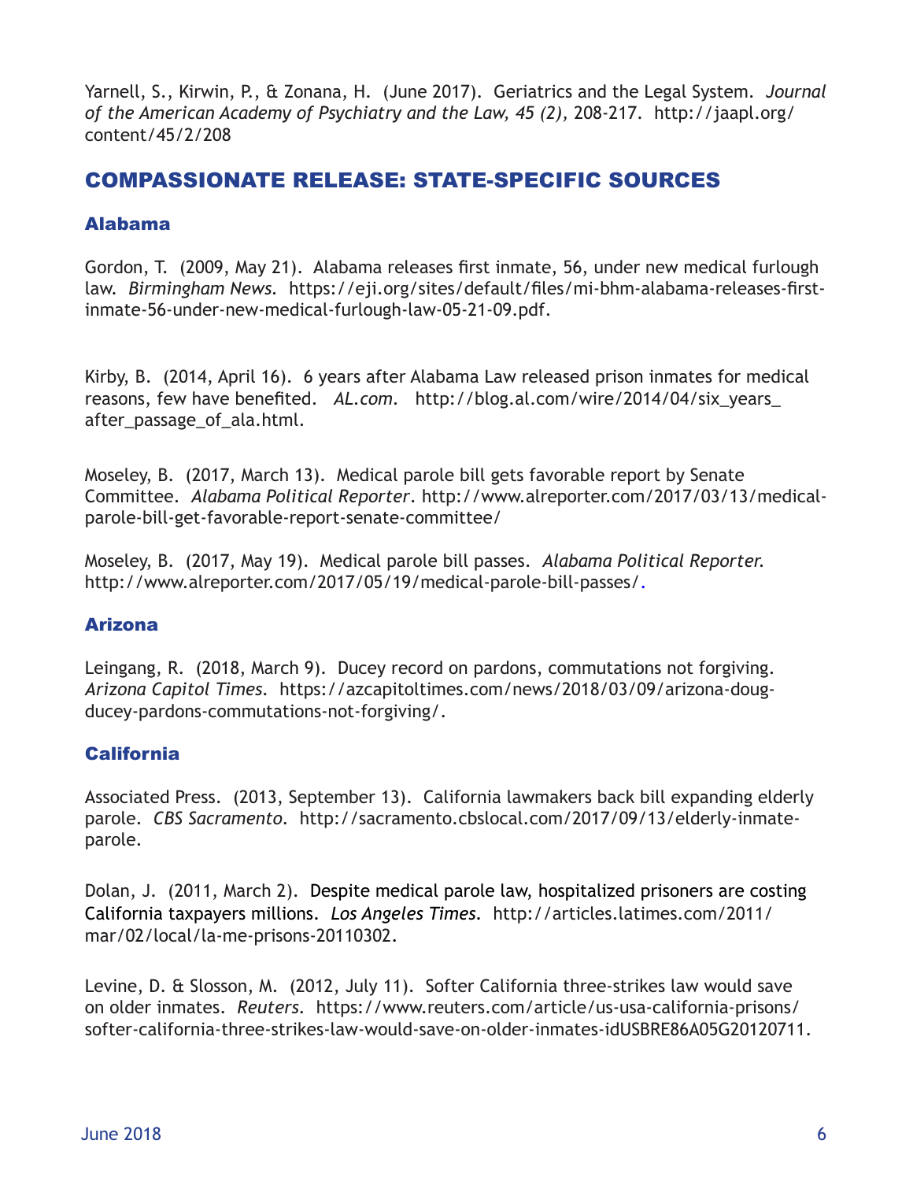Yarnell, S., Kirwin, P., & Zonana, H. (June 2017). Geriatrics and the Legal System. *Journal of the American Academy of Psychiatry and the Law, 45 (2),* 208-217. http://jaapl.org/content/45/2/208

## COMPASSIONATE RELEASE: STATE-SPECIFIC SOURCES

### Alabama

Gordon, T. (2009, May 21). Alabama releases first inmate, 56, under new medical furlough law. *Birmingham News.* https://eji.org/sites/default/files/mi-bhm-alabama-releases-first-inmate-56-under-new-medical-furlough-law-05-21-09.pdf.

Kirby, B. (2014, April 16). 6 years after Alabama Law released prison inmates for medical reasons, few have benefited. *AL.com.* http://blog.al.com/wire/2014/04/six_years_after_passage_of_ala.html.

Moseley, B. (2017, March 13). Medical parole bill gets favorable report by Senate Committee. *Alabama Political Reporter*. http://www.alreporter.com/2017/03/13/medical-parole-bill-get-favorable-report-senate-committee/

Moseley, B. (2017, May 19). Medical parole bill passes. *Alabama Political Reporter.* http://www.alreporter.com/2017/05/19/medical-parole-bill-passes/.

### Arizona

Leingang, R. (2018, March 9). Ducey record on pardons, commutations not forgiving. *Arizona Capitol Times.* https://azcapitoltimes.com/news/2018/03/09/arizona-doug-ducey-pardons-commutations-not-forgiving/.

### California

Associated Press. (2013, September 13). California lawmakers back bill expanding elderly parole. *CBS Sacramento.* http://sacramento.cbslocal.com/2017/09/13/elderly-inmate-parole.

Dolan, J. (2011, March 2). Despite medical parole law, hospitalized prisoners are costing California taxpayers millions. *Los Angeles Times.* http://articles.latimes.com/2011/mar/02/local/la-me-prisons-20110302.

Levine, D. & Slosson, M. (2012, July 11). Softer California three-strikes law would save on older inmates. *Reuters.* https://www.reuters.com/article/us-usa-california-prisons/softer-california-three-strikes-law-would-save-on-older-inmates-idUSBRE86A05G20120711.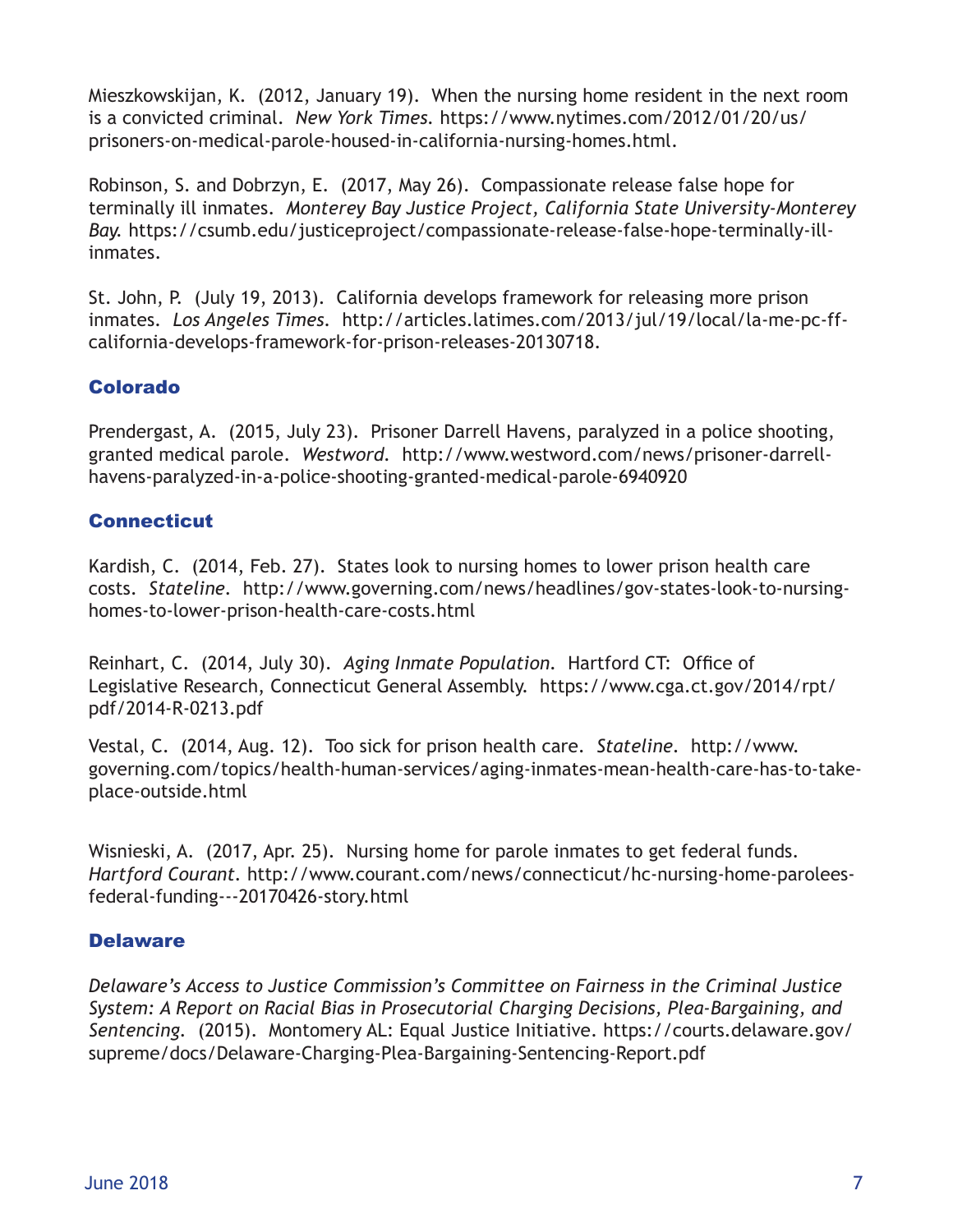Mieszkowskijan, K. (2012, January 19). When the nursing home resident in the next room is a convicted criminal. *New York Times.* https://www.nytimes.com/2012/01/20/us/prisoners-on-medical-parole-housed-in-california-nursing-homes.html.

Robinson, S. and Dobrzyn, E. (2017, May 26). Compassionate release false hope for terminally ill inmates. *Monterey Bay Justice Project, California State University-Monterey Bay.* https://csumb.edu/justiceproject/compassionate-release-false-hope-terminally-ill-inmates.

St. John, P. (July 19, 2013). California develops framework for releasing more prison inmates. *Los Angeles Times.* http://articles.latimes.com/2013/jul/19/local/la-me-pc-ff-california-develops-framework-for-prison-releases-20130718.

### Colorado

Prendergast, A. (2015, July 23). Prisoner Darrell Havens, paralyzed in a police shooting, granted medical parole. *Westword.* http://www.westword.com/news/prisoner-darrell-havens-paralyzed-in-a-police-shooting-granted-medical-parole-6940920

### Connecticut

Kardish, C. (2014, Feb. 27). States look to nursing homes to lower prison health care costs. *Stateline.* http://www.governing.com/news/headlines/gov-states-look-to-nursing-homes-to-lower-prison-health-care-costs.html

Reinhart, C. (2014, July 30). *Aging Inmate Population.* Hartford CT: Office of Legislative Research, Connecticut General Assembly. https://www.cga.ct.gov/2014/rpt/pdf/2014-R-0213.pdf

Vestal, C. (2014, Aug. 12). Too sick for prison health care. *Stateline.* http://www.governing.com/topics/health-human-services/aging-inmates-mean-health-care-has-to-take-place-outside.html

Wisnieski, A. (2017, Apr. 25). Nursing home for parole inmates to get federal funds. *Hartford Courant.* http://www.courant.com/news/connecticut/hc-nursing-home-parolees-federal-funding---20170426-story.html

### Delaware

*Delaware's Access to Justice Commission's Committee on Fairness in the Criminal Justice System: A Report on Racial Bias in Prosecutorial Charging Decisions, Plea-Bargaining, and Sentencing.* (2015). Montomery AL: Equal Justice Initiative. https://courts.delaware.gov/supreme/docs/Delaware-Charging-Plea-Bargaining-Sentencing-Report.pdf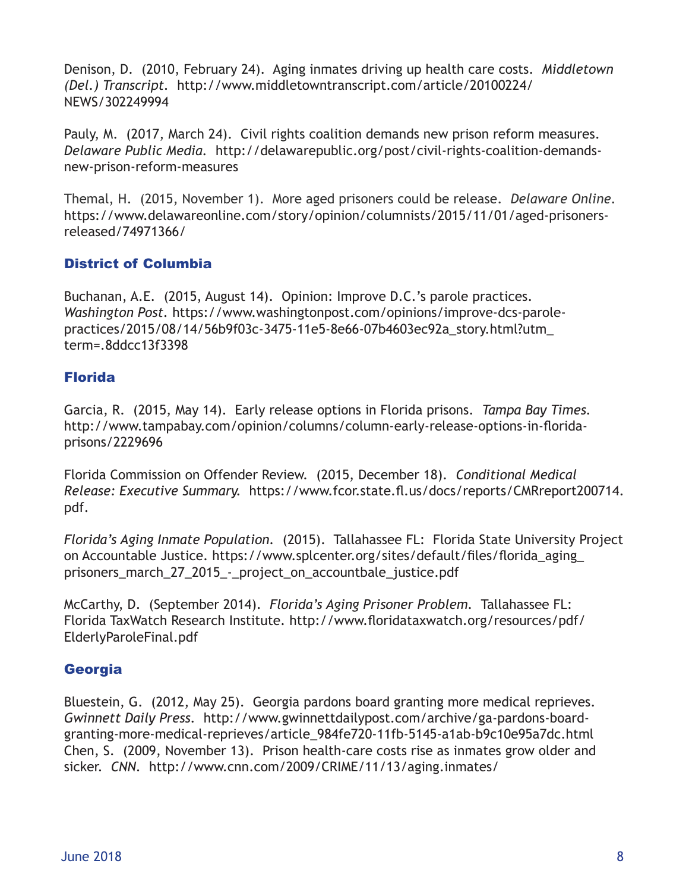Denison, D. (2010, February 24). Aging inmates driving up health care costs. *Middletown (Del.) Transcript*. http://www.middletowntranscript.com/article/20100224/NEWS/302249994

Pauly, M. (2017, March 24). Civil rights coalition demands new prison reform measures. *Delaware Public Media*. http://delawarepublic.org/post/civil-rights-coalition-demands-new-prison-reform-measures

Themal, H. (2015, November 1). More aged prisoners could be release. *Delaware Online*. https://www.delawareonline.com/story/opinion/columnists/2015/11/01/aged-prisoners-released/74971366/

### District of Columbia

Buchanan, A.E. (2015, August 14). Opinion: Improve D.C.'s parole practices. *Washington Post*. https://www.washingtonpost.com/opinions/improve-dcs-parole-practices/2015/08/14/56b9f03c-3475-11e5-8e66-07b4603ec92a_story.html?utm_term=.8ddcc13f3398

### Florida

Garcia, R. (2015, May 14). Early release options in Florida prisons. *Tampa Bay Times*. http://www.tampabay.com/opinion/columns/column-early-release-options-in-florida-prisons/2229696

Florida Commission on Offender Review. (2015, December 18). *Conditional Medical Release: Executive Summary*. https://www.fcor.state.fl.us/docs/reports/CMRreport200714.pdf.

*Florida's Aging Inmate Population*. (2015). Tallahassee FL: Florida State University Project on Accountable Justice. https://www.splcenter.org/sites/default/files/florida_aging_prisoners_march_27_2015_-_project_on_accountbale_justice.pdf

McCarthy, D. (September 2014). *Florida's Aging Prisoner Problem*. Tallahassee FL: Florida TaxWatch Research Institute. http://www.floridataxwatch.org/resources/pdf/ElderlyParoleFinal.pdf

### Georgia

Bluestein, G. (2012, May 25). Georgia pardons board granting more medical reprieves. *Gwinnett Daily Press*. http://www.gwinnettdailypost.com/archive/ga-pardons-board-granting-more-medical-reprieves/article_984fe720-11fb-5145-a1ab-b9c10e95a7dc.html

Chen, S. (2009, November 13). Prison health-care costs rise as inmates grow older and sicker. *CNN*. http://www.cnn.com/2009/CRIME/11/13/aging.inmates/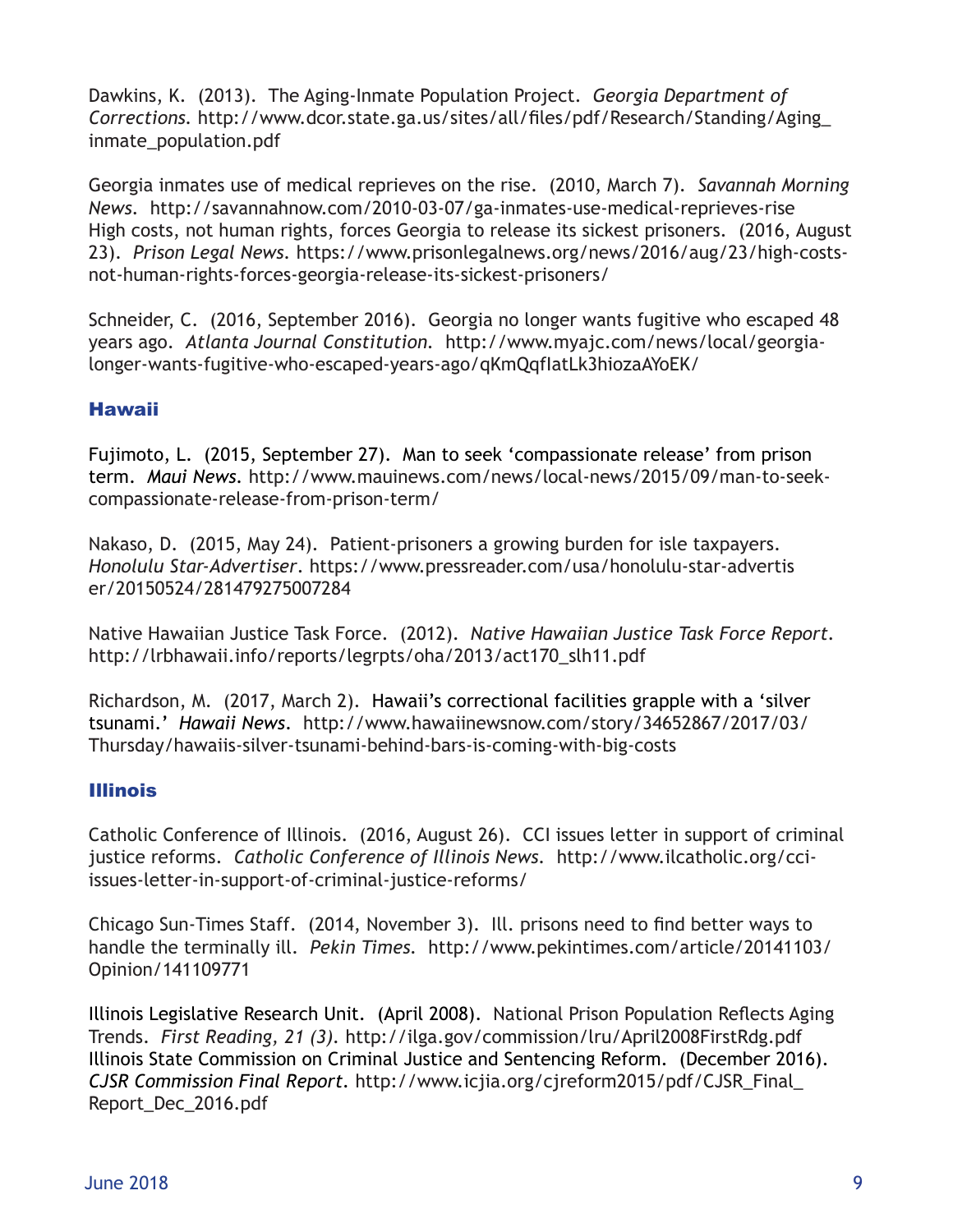Dawkins, K. (2013). The Aging-Inmate Population Project. *Georgia Department of Corrections.* http://www.dcor.state.ga.us/sites/all/files/pdf/Research/Standing/Aging_inmate_population.pdf

Georgia inmates use of medical reprieves on the rise. (2010, March 7). *Savannah Morning News.* http://savannahnow.com/2010-03-07/ga-inmates-use-medical-reprieves-rise
High costs, not human rights, forces Georgia to release its sickest prisoners. (2016, August 23). *Prison Legal News.* https://www.prisonlegalnews.org/news/2016/aug/23/high-costs-not-human-rights-forces-georgia-release-its-sickest-prisoners/

Schneider, C. (2016, September 2016). Georgia no longer wants fugitive who escaped 48 years ago. *Atlanta Journal Constitution.* http://www.myajc.com/news/local/georgia-longer-wants-fugitive-who-escaped-years-ago/qKmQqfIatLk3hiozaAYoEK/

## Hawaii

Fujimoto, L. (2015, September 27). Man to seek 'compassionate release' from prison term. *Maui News.* http://www.mauinews.com/news/local-news/2015/09/man-to-seek-compassionate-release-from-prison-term/

Nakaso, D. (2015, May 24). Patient-prisoners a growing burden for isle taxpayers. *Honolulu Star-Advertiser*. https://www.pressreader.com/usa/honolulu-star-advertiser/20150524/281479275007284

Native Hawaiian Justice Task Force. (2012). *Native Hawaiian Justice Task Force Report.* http://lrbhawaii.info/reports/legrpts/oha/2013/act170_slh11.pdf

Richardson, M. (2017, March 2). Hawaii's correctional facilities grapple with a 'silver tsunami.' *Hawaii News.* http://www.hawaiinewsnow.com/story/34652867/2017/03/Thursday/hawaiis-silver-tsunami-behind-bars-is-coming-with-big-costs

## Illinois

Catholic Conference of Illinois. (2016, August 26). CCI issues letter in support of criminal justice reforms. *Catholic Conference of Illinois News.* http://www.ilcatholic.org/cci-issues-letter-in-support-of-criminal-justice-reforms/

Chicago Sun-Times Staff. (2014, November 3). Ill. prisons need to find better ways to handle the terminally ill. *Pekin Times.* http://www.pekintimes.com/article/20141103/Opinion/141109771

Illinois Legislative Research Unit. (April 2008). National Prison Population Reflects Aging Trends. *First Reading, 21 (3).* http://ilga.gov/commission/lru/April2008FirstRdg.pdf
Illinois State Commission on Criminal Justice and Sentencing Reform. (December 2016). *CJSR Commission Final Report.* http://www.icjia.org/cjreform2015/pdf/CJSR_Final_Report_Dec_2016.pdf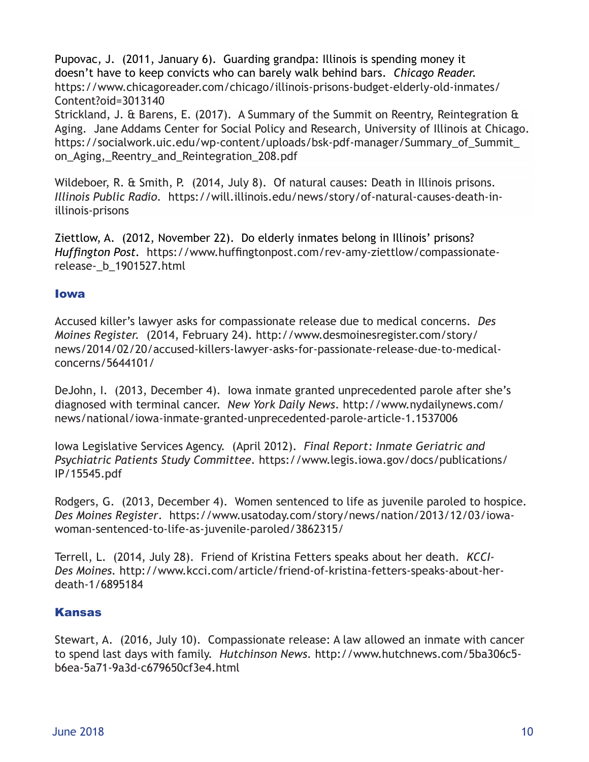Pupovac, J. (2011, January 6). Guarding grandpa: Illinois is spending money it doesn't have to keep convicts who can barely walk behind bars. *Chicago Reader.* https://www.chicagoreader.com/chicago/illinois-prisons-budget-elderly-old-inmates/Content?oid=3013140

Strickland, J. & Barens, E. (2017). A Summary of the Summit on Reentry, Reintegration & Aging. Jane Addams Center for Social Policy and Research, University of Illinois at Chicago. https://socialwork.uic.edu/wp-content/uploads/bsk-pdf-manager/Summary_of_Summit_on_Aging,_Reentry_and_Reintegration_208.pdf

Wildeboer, R. & Smith, P. (2014, July 8). Of natural causes: Death in Illinois prisons. *Illinois Public Radio*. https://will.illinois.edu/news/story/of-natural-causes-death-in-illinois-prisons

Ziettlow, A. (2012, November 22). Do elderly inmates belong in Illinois' prisons? *Huffington Post*. https://www.huffingtonpost.com/rev-amy-ziettlow/compassionate-release-_b_1901527.html

## Iowa

Accused killer's lawyer asks for compassionate release due to medical concerns. *Des Moines Register.* (2014, February 24). http://www.desmoinesregister.com/story/news/2014/02/20/accused-killers-lawyer-asks-for-passionate-release-due-to-medical-concerns/5644101/

DeJohn, I. (2013, December 4). Iowa inmate granted unprecedented parole after she's diagnosed with terminal cancer. *New York Daily News*. http://www.nydailynews.com/news/national/iowa-inmate-granted-unprecedented-parole-article-1.1537006

Iowa Legislative Services Agency. (April 2012). *Final Report: Inmate Geriatric and Psychiatric Patients Study Committee*. https://www.legis.iowa.gov/docs/publications/IP/15545.pdf

Rodgers, G. (2013, December 4). Women sentenced to life as juvenile paroled to hospice. *Des Moines Register*. https://www.usatoday.com/story/news/nation/2013/12/03/iowa-woman-sentenced-to-life-as-juvenile-paroled/3862315/

Terrell, L. (2014, July 28). Friend of Kristina Fetters speaks about her death. *KCCI-Des Moines*. http://www.kcci.com/article/friend-of-kristina-fetters-speaks-about-her-death-1/6895184

## Kansas

Stewart, A. (2016, July 10). Compassionate release: A law allowed an inmate with cancer to spend last days with family. *Hutchinson News*. http://www.hutchnews.com/5ba306c5-b6ea-5a71-9a3d-c679650cf3e4.html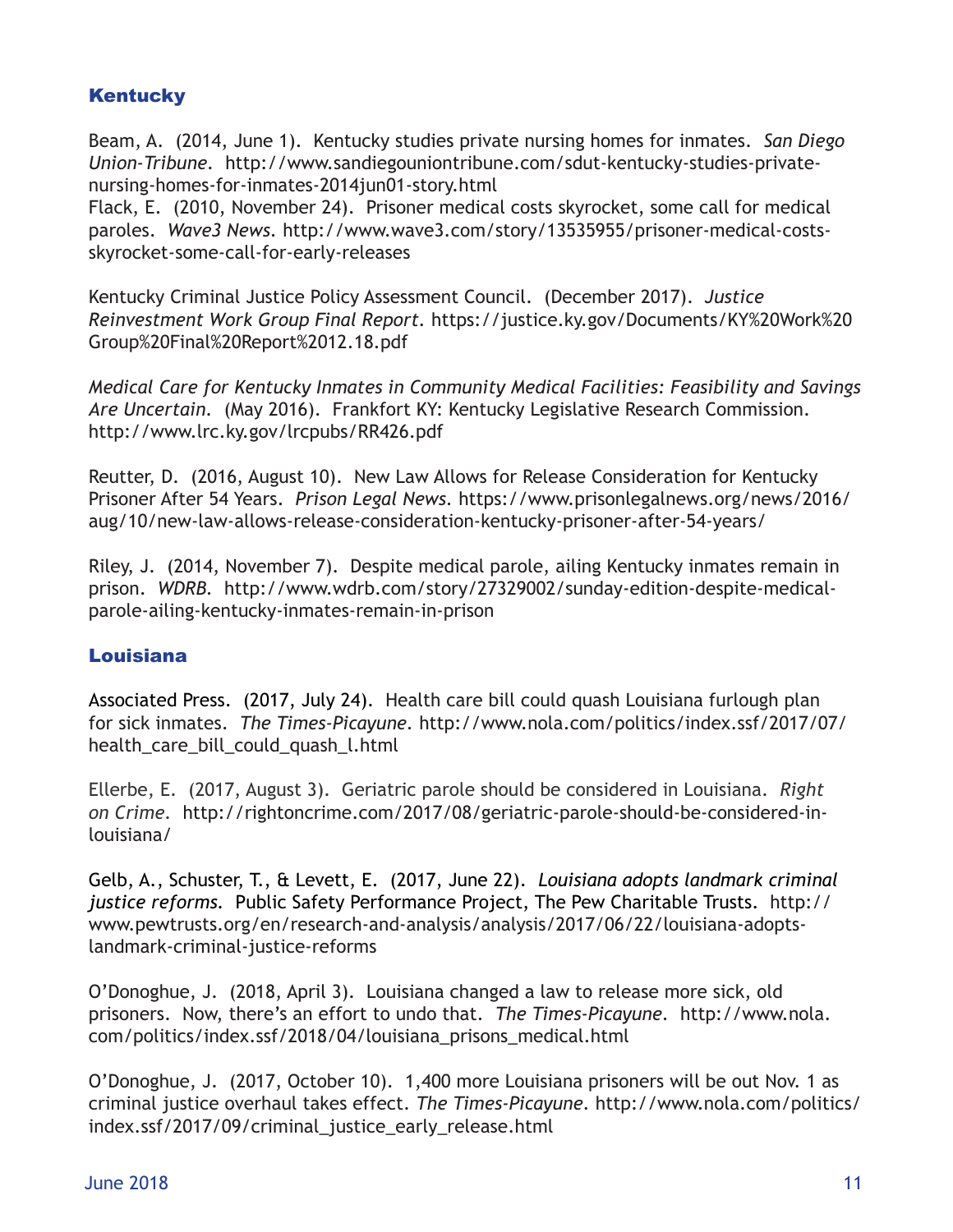## Kentucky

Beam, A. (2014, June 1). Kentucky studies private nursing homes for inmates. *San Diego Union-Tribune*. http://www.sandiegouniontribune.com/sdut-kentucky-studies-private-nursing-homes-for-inmates-2014jun01-story.html

Flack, E. (2010, November 24). Prisoner medical costs skyrocket, some call for medical paroles. *Wave3 News*. http://www.wave3.com/story/13535955/prisoner-medical-costs-skyrocket-some-call-for-early-releases

Kentucky Criminal Justice Policy Assessment Council. (December 2017). *Justice Reinvestment Work Group Final Report*. https://justice.ky.gov/Documents/KY%20Work%20Group%20Final%20Report%2012.18.pdf

*Medical Care for Kentucky Inmates in Community Medical Facilities: Feasibility and Savings Are Uncertain.* (May 2016). Frankfort KY: Kentucky Legislative Research Commission. http://www.lrc.ky.gov/lrcpubs/RR426.pdf

Reutter, D. (2016, August 10). New Law Allows for Release Consideration for Kentucky Prisoner After 54 Years. *Prison Legal News*. https://www.prisonlegalnews.org/news/2016/aug/10/new-law-allows-release-consideration-kentucky-prisoner-after-54-years/

Riley, J. (2014, November 7). Despite medical parole, ailing Kentucky inmates remain in prison. *WDRB*. http://www.wdrb.com/story/27329002/sunday-edition-despite-medical-parole-ailing-kentucky-inmates-remain-in-prison

## Louisiana

Associated Press. (2017, July 24). Health care bill could quash Louisiana furlough plan for sick inmates. *The Times-Picayune*. http://www.nola.com/politics/index.ssf/2017/07/health_care_bill_could_quash_l.html

Ellerbe, E. (2017, August 3). Geriatric parole should be considered in Louisiana. *Right on Crime*. http://rightoncrime.com/2017/08/geriatric-parole-should-be-considered-in-louisiana/

Gelb, A., Schuster, T., & Levett, E. (2017, June 22). *Louisiana adopts landmark criminal justice reforms*. Public Safety Performance Project, The Pew Charitable Trusts. http://www.pewtrusts.org/en/research-and-analysis/analysis/2017/06/22/louisiana-adopts-landmark-criminal-justice-reforms

O'Donoghue, J. (2018, April 3). Louisiana changed a law to release more sick, old prisoners. Now, there's an effort to undo that. *The Times-Picayune*. http://www.nola.com/politics/index.ssf/2018/04/louisiana_prisons_medical.html

O'Donoghue, J. (2017, October 10). 1,400 more Louisiana prisoners will be out Nov. 1 as criminal justice overhaul takes effect. *The Times-Picayune*. http://www.nola.com/politics/index.ssf/2017/09/criminal_justice_early_release.html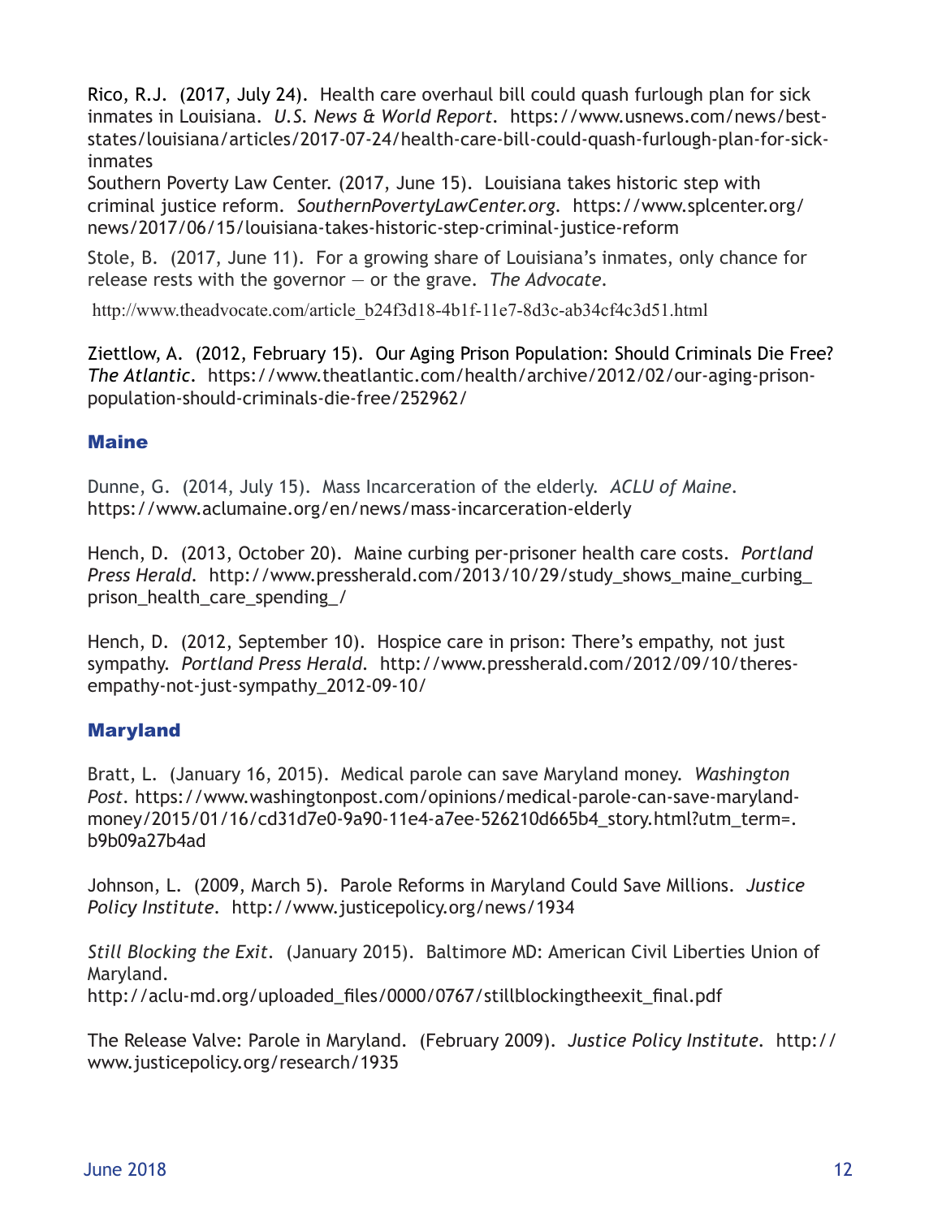Rico, R.J. (2017, July 24). Health care overhaul bill could quash furlough plan for sick inmates in Louisiana. *U.S. News & World Report*. https://www.usnews.com/news/best-states/louisiana/articles/2017-07-24/health-care-bill-could-quash-furlough-plan-for-sick-inmates

Southern Poverty Law Center. (2017, June 15). Louisiana takes historic step with criminal justice reform. *SouthernPovertyLawCenter.org*. https://www.splcenter.org/news/2017/06/15/louisiana-takes-historic-step-criminal-justice-reform

Stole, B. (2017, June 11). For a growing share of Louisiana's inmates, only chance for release rests with the governor — or the grave. *The Advocate*.

http://www.theadvocate.com/article_b24f3d18-4b1f-11e7-8d3c-ab34cf4c3d51.html

Ziettlow, A. (2012, February 15). Our Aging Prison Population: Should Criminals Die Free? *The Atlantic*. https://www.theatlantic.com/health/archive/2012/02/our-aging-prison-population-should-criminals-die-free/252962/

## Maine

Dunne, G. (2014, July 15). Mass Incarceration of the elderly. *ACLU of Maine*. https://www.aclumaine.org/en/news/mass-incarceration-elderly

Hench, D. (2013, October 20). Maine curbing per-prisoner health care costs. *Portland Press Herald*. http://www.pressherald.com/2013/10/29/study_shows_maine_curbing_prison_health_care_spending_/

Hench, D. (2012, September 10). Hospice care in prison: There's empathy, not just sympathy. *Portland Press Herald*. http://www.pressherald.com/2012/09/10/theres-empathy-not-just-sympathy_2012-09-10/

## Maryland

Bratt, L. (January 16, 2015). Medical parole can save Maryland money. *Washington Post*. https://www.washingtonpost.com/opinions/medical-parole-can-save-maryland-money/2015/01/16/cd31d7e0-9a90-11e4-a7ee-526210d665b4_story.html?utm_term=.b9b09a27b4ad

Johnson, L. (2009, March 5). Parole Reforms in Maryland Could Save Millions. *Justice Policy Institute*. http://www.justicepolicy.org/news/1934

*Still Blocking the Exit*. (January 2015). Baltimore MD: American Civil Liberties Union of Maryland.
http://aclu-md.org/uploaded_files/0000/0767/stillblockingtheexit_final.pdf

The Release Valve: Parole in Maryland. (February 2009). *Justice Policy Institute*. http://www.justicepolicy.org/research/1935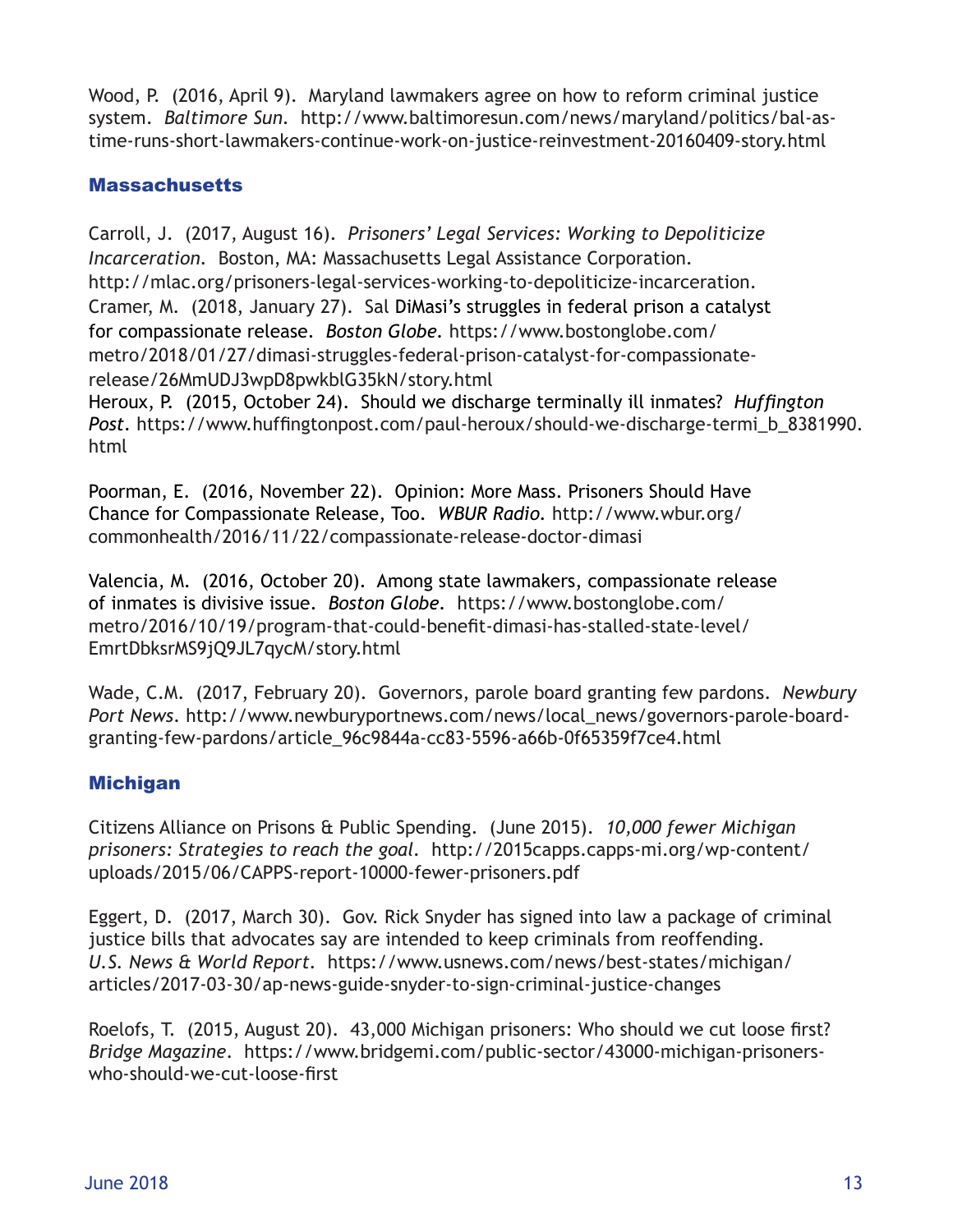Wood, P. (2016, April 9). Maryland lawmakers agree on how to reform criminal justice system. *Baltimore Sun*. http://www.baltimoresun.com/news/maryland/politics/bal-as-time-runs-short-lawmakers-continue-work-on-justice-reinvestment-20160409-story.html

## Massachusetts

Carroll, J. (2017, August 16). *Prisoners' Legal Services: Working to Depoliticize Incarceration*. Boston, MA: Massachusetts Legal Assistance Corporation. http://mlac.org/prisoners-legal-services-working-to-depoliticize-incarceration.

Cramer, M. (2018, January 27). Sal DiMasi's struggles in federal prison a catalyst for compassionate release. *Boston Globe*. https://www.bostonglobe.com/metro/2018/01/27/dimasi-struggles-federal-prison-catalyst-for-compassionate-release/26MmUDJ3wpD8pwkblG35kN/story.html

Heroux, P. (2015, October 24). Should we discharge terminally ill inmates? *Huffington Post*. https://www.huffingtonpost.com/paul-heroux/should-we-discharge-termi_b_8381990.html

Poorman, E. (2016, November 22). Opinion: More Mass. Prisoners Should Have Chance for Compassionate Release, Too. *WBUR Radio*. http://www.wbur.org/commonhealth/2016/11/22/compassionate-release-doctor-dimasi

Valencia, M. (2016, October 20). Among state lawmakers, compassionate release of inmates is divisive issue. *Boston Globe*. https://www.bostonglobe.com/metro/2016/10/19/program-that-could-benefit-dimasi-has-stalled-state-level/EmrtDbksrMS9jQ9JL7qycM/story.html

Wade, C.M. (2017, February 20). Governors, parole board granting few pardons. *Newbury Port News*. http://www.newburyportnews.com/news/local_news/governors-parole-board-granting-few-pardons/article_96c9844a-cc83-5596-a66b-0f65359f7ce4.html

## Michigan

Citizens Alliance on Prisons & Public Spending. (June 2015). *10,000 fewer Michigan prisoners: Strategies to reach the goal*. http://2015capps.capps-mi.org/wp-content/uploads/2015/06/CAPPS-report-10000-fewer-prisoners.pdf

Eggert, D. (2017, March 30). Gov. Rick Snyder has signed into law a package of criminal justice bills that advocates say are intended to keep criminals from reoffending. *U.S. News & World Report*. https://www.usnews.com/news/best-states/michigan/articles/2017-03-30/ap-news-guide-snyder-to-sign-criminal-justice-changes

Roelofs, T. (2015, August 20). 43,000 Michigan prisoners: Who should we cut loose first? *Bridge Magazine*. https://www.bridgemi.com/public-sector/43000-michigan-prisoners-who-should-we-cut-loose-first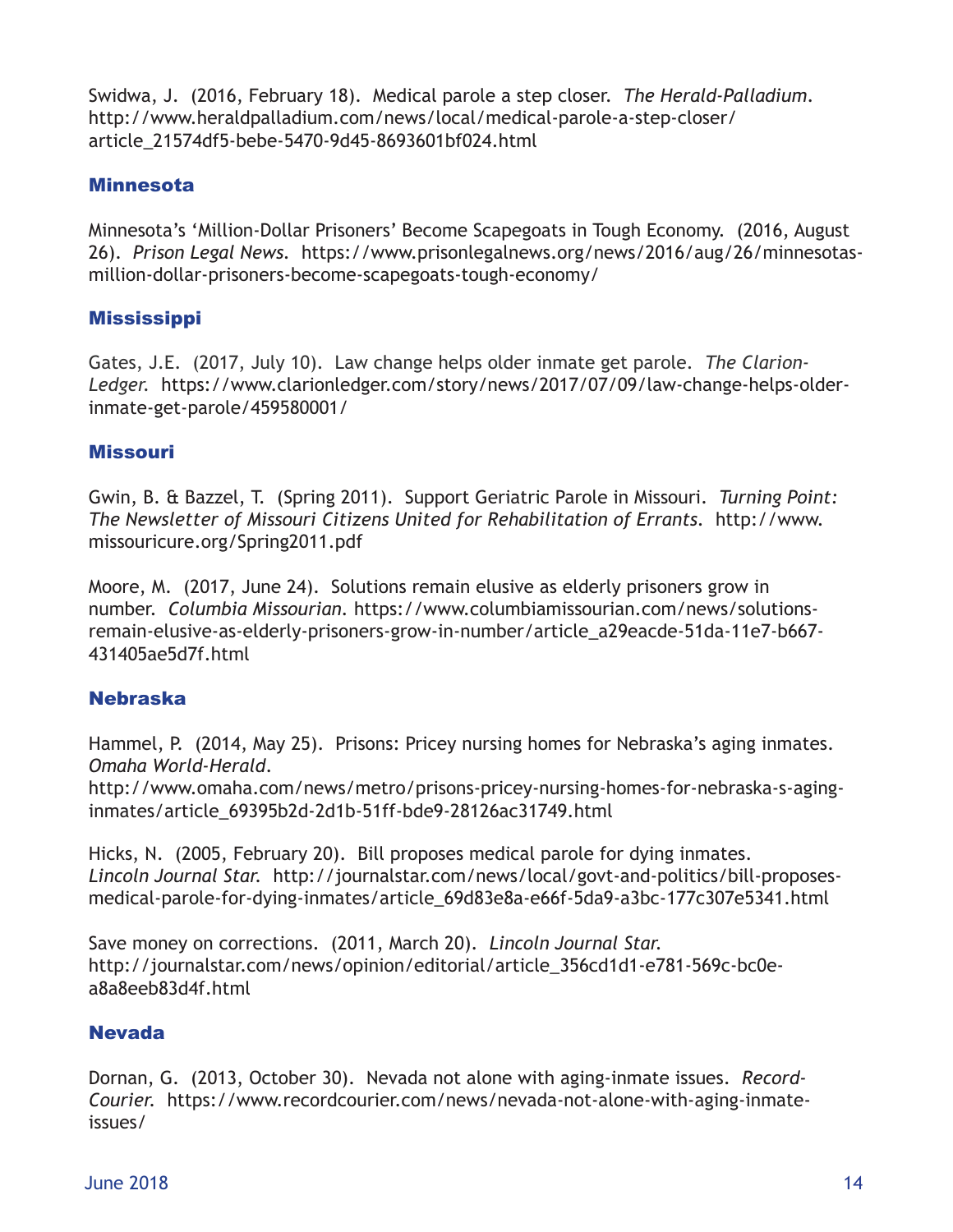Swidwa, J. (2016, February 18). Medical parole a step closer. *The Herald-Palladium*. http://www.heraldpalladium.com/news/local/medical-parole-a-step-closer/article_21574df5-bebe-5470-9d45-8693601bf024.html

## Minnesota

Minnesota's 'Million-Dollar Prisoners' Become Scapegoats in Tough Economy. (2016, August 26). *Prison Legal News*. https://www.prisonlegalnews.org/news/2016/aug/26/minnesotas-million-dollar-prisoners-become-scapegoats-tough-economy/

## Mississippi

Gates, J.E. (2017, July 10). Law change helps older inmate get parole. *The Clarion-Ledger*. https://www.clarionledger.com/story/news/2017/07/09/law-change-helps-older-inmate-get-parole/459580001/

## Missouri

Gwin, B. & Bazzel, T. (Spring 2011). Support Geriatric Parole in Missouri. *Turning Point: The Newsletter of Missouri Citizens United for Rehabilitation of Errants*. http://www.missouricure.org/Spring2011.pdf

Moore, M. (2017, June 24). Solutions remain elusive as elderly prisoners grow in number. *Columbia Missourian*. https://www.columbiamissourian.com/news/solutions-remain-elusive-as-elderly-prisoners-grow-in-number/article_a29eacde-51da-11e7-b667-431405ae5d7f.html

## Nebraska

Hammel, P. (2014, May 25). Prisons: Pricey nursing homes for Nebraska's aging inmates. *Omaha World-Herald*. http://www.omaha.com/news/metro/prisons-pricey-nursing-homes-for-nebraska-s-aging-inmates/article_69395b2d-2d1b-51ff-bde9-28126ac31749.html

Hicks, N. (2005, February 20). Bill proposes medical parole for dying inmates. *Lincoln Journal Star*. http://journalstar.com/news/local/govt-and-politics/bill-proposes-medical-parole-for-dying-inmates/article_69d83e8a-e66f-5da9-a3bc-177c307e5341.html

Save money on corrections. (2011, March 20). *Lincoln Journal Star*. http://journalstar.com/news/opinion/editorial/article_356cd1d1-e781-569c-bc0e-a8a8eeb83d4f.html

## Nevada

Dornan, G. (2013, October 30). Nevada not alone with aging-inmate issues. *Record-Courier*. https://www.recordcourier.com/news/nevada-not-alone-with-aging-inmate-issues/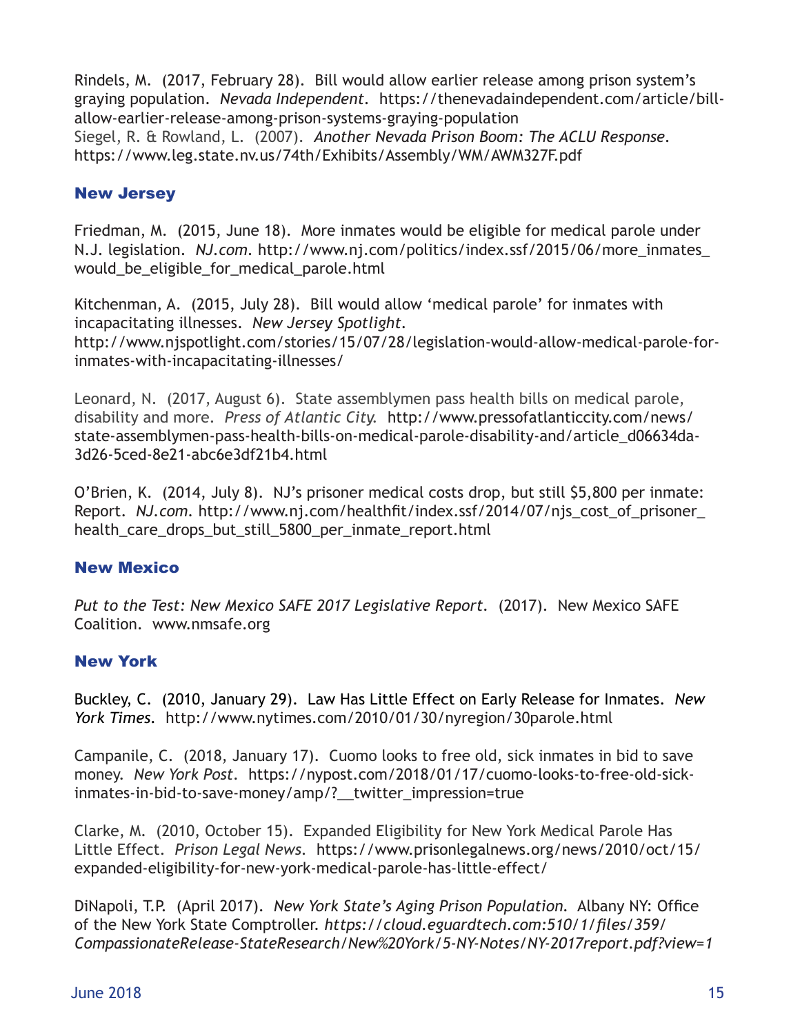Rindels, M. (2017, February 28). Bill would allow earlier release among prison system's graying population. *Nevada Independent*. https://thenevadaindependent.com/article/bill-allow-earlier-release-among-prison-systems-graying-population

Siegel, R. & Rowland, L. (2007). *Another Nevada Prison Boom: The ACLU Response*. https://www.leg.state.nv.us/74th/Exhibits/Assembly/WM/AWM327F.pdf

### New Jersey

Friedman, M. (2015, June 18). More inmates would be eligible for medical parole under N.J. legislation. *NJ.com*. http://www.nj.com/politics/index.ssf/2015/06/more_inmates_would_be_eligible_for_medical_parole.html

Kitchenman, A. (2015, July 28). Bill would allow 'medical parole' for inmates with incapacitating illnesses. *New Jersey Spotlight*. http://www.njspotlight.com/stories/15/07/28/legislation-would-allow-medical-parole-for-inmates-with-incapacitating-illnesses/

Leonard, N. (2017, August 6). State assemblymen pass health bills on medical parole, disability and more. *Press of Atlantic City*. http://www.pressofatlanticcity.com/news/state-assemblymen-pass-health-bills-on-medical-parole-disability-and/article_d06634da-3d26-5ced-8e21-abc6e3df21b4.html

O'Brien, K. (2014, July 8). NJ's prisoner medical costs drop, but still $5,800 per inmate: Report. *NJ.com*. http://www.nj.com/healthfit/index.ssf/2014/07/njs_cost_of_prisoner_health_care_drops_but_still_5800_per_inmate_report.html

### New Mexico

*Put to the Test: New Mexico SAFE 2017 Legislative Report*. (2017). New Mexico SAFE Coalition. www.nmsafe.org

### New York

Buckley, C. (2010, January 29). Law Has Little Effect on Early Release for Inmates. *New York Times*. http://www.nytimes.com/2010/01/30/nyregion/30parole.html

Campanile, C. (2018, January 17). Cuomo looks to free old, sick inmates in bid to save money. *New York Post*. https://nypost.com/2018/01/17/cuomo-looks-to-free-old-sick-inmates-in-bid-to-save-money/amp/?__twitter_impression=true

Clarke, M. (2010, October 15). Expanded Eligibility for New York Medical Parole Has Little Effect. *Prison Legal News*. https://www.prisonlegalnews.org/news/2010/oct/15/expanded-eligibility-for-new-york-medical-parole-has-little-effect/

DiNapoli, T.P. (April 2017). *New York State's Aging Prison Population*. Albany NY: Office of the New York State Comptroller. *https://cloud.eguardtech.com:510/1/files/359/CompassionateRelease-StateResearch/New%20York/5-NY-Notes/NY-2017report.pdf?view=1*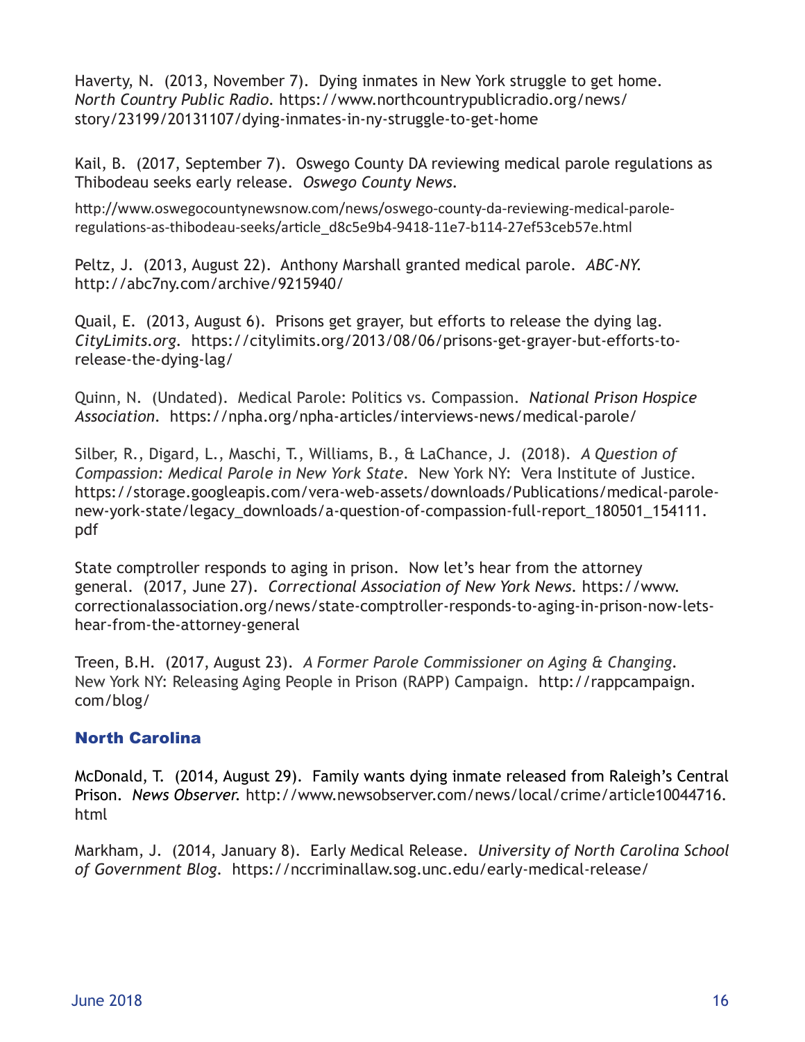Haverty, N. (2013, November 7). Dying inmates in New York struggle to get home. *North Country Public Radio*. https://www.northcountrypublicradio.org/news/story/23199/20131107/dying-inmates-in-ny-struggle-to-get-home

Kail, B. (2017, September 7). Oswego County DA reviewing medical parole regulations as Thibodeau seeks early release. *Oswego County News*. http://www.oswegocountynewsnow.com/news/oswego-county-da-reviewing-medical-parole-regulations-as-thibodeau-seeks/article_d8c5e9b4-9418-11e7-b114-27ef53ceb57e.html

Peltz, J. (2013, August 22). Anthony Marshall granted medical parole. *ABC-NY*. http://abc7ny.com/archive/9215940/

Quail, E. (2013, August 6). Prisons get grayer, but efforts to release the dying lag. *CityLimits.org*. https://citylimits.org/2013/08/06/prisons-get-grayer-but-efforts-to-release-the-dying-lag/

Quinn, N. (Undated). Medical Parole: Politics vs. Compassion. *National Prison Hospice Association*. https://npha.org/npha-articles/interviews-news/medical-parole/

Silber, R., Digard, L., Maschi, T., Williams, B., & LaChance, J. (2018). *A Question of Compassion: Medical Parole in New York State*. New York NY: Vera Institute of Justice. https://storage.googleapis.com/vera-web-assets/downloads/Publications/medical-parole-new-york-state/legacy_downloads/a-question-of-compassion-full-report_180501_154111.pdf

State comptroller responds to aging in prison. Now let's hear from the attorney general. (2017, June 27). *Correctional Association of New York News*. https://www.correctionalassociation.org/news/state-comptroller-responds-to-aging-in-prison-now-lets-hear-from-the-attorney-general

Treen, B.H. (2017, August 23). *A Former Parole Commissioner on Aging & Changing*. New York NY: Releasing Aging People in Prison (RAPP) Campaign. http://rappcampaign.com/blog/

### North Carolina

McDonald, T. (2014, August 29). Family wants dying inmate released from Raleigh's Central Prison. *News Observer*. http://www.newsobserver.com/news/local/crime/article10044716.html

Markham, J. (2014, January 8). Early Medical Release. *University of North Carolina School of Government Blog*. https://nccriminallaw.sog.unc.edu/early-medical-release/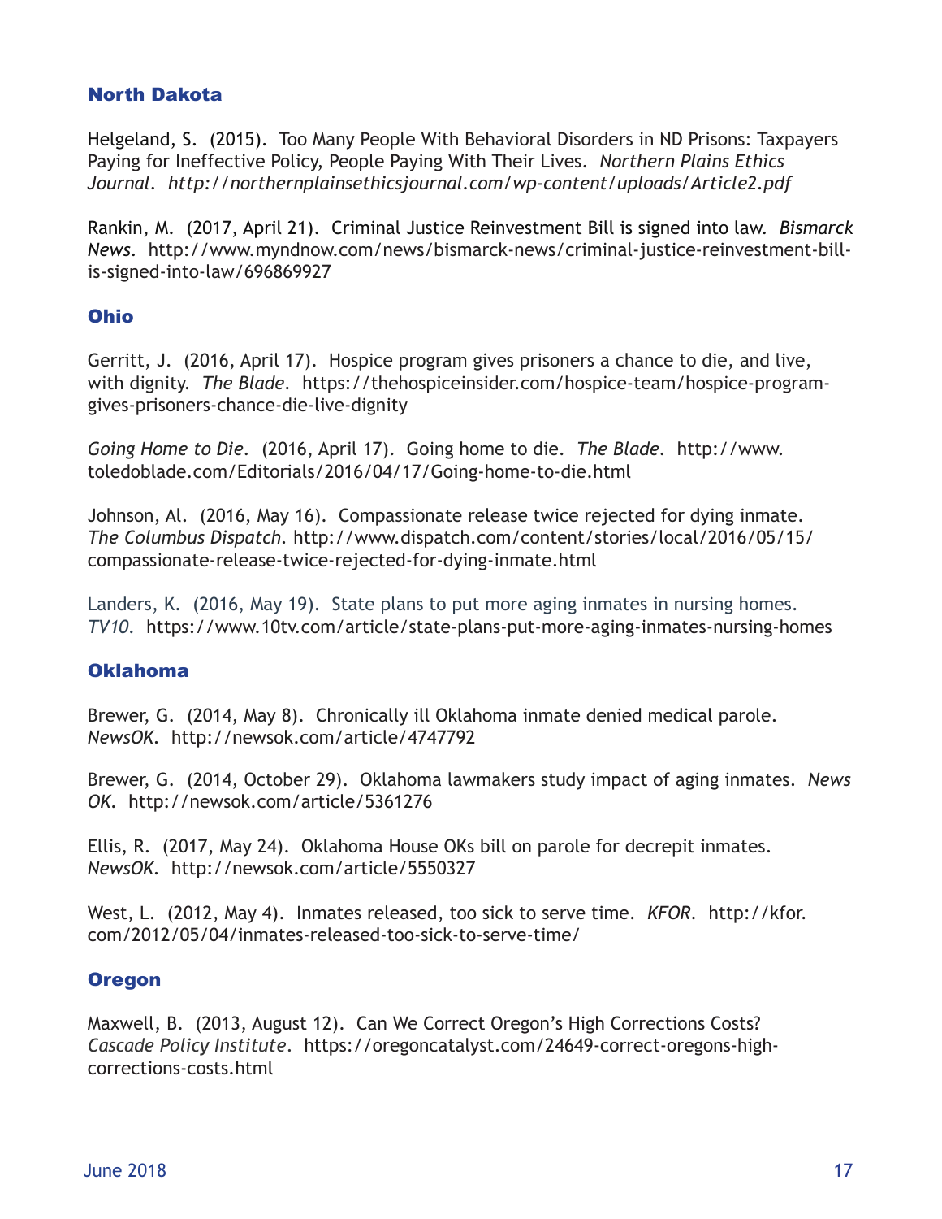## North Dakota

Helgeland, S. (2015). Too Many People With Behavioral Disorders in ND Prisons: Taxpayers Paying for Ineffective Policy, People Paying With Their Lives. *Northern Plains Ethics Journal*. *http://northernplainsethicsjournal.com/wp-content/uploads/Article2.pdf*

Rankin, M. (2017, April 21). Criminal Justice Reinvestment Bill is signed into law. *Bismarck News*. http://www.myndnow.com/news/bismarck-news/criminal-justice-reinvestment-bill-is-signed-into-law/696869927

## Ohio

Gerritt, J. (2016, April 17). Hospice program gives prisoners a chance to die, and live, with dignity. *The Blade*. https://thehospiceinsider.com/hospice-team/hospice-program-gives-prisoners-chance-die-live-dignity

*Going Home to Die*. (2016, April 17). Going home to die. *The Blade*. http://www.toledoblade.com/Editorials/2016/04/17/Going-home-to-die.html

Johnson, Al. (2016, May 16). Compassionate release twice rejected for dying inmate. *The Columbus Dispatch*. http://www.dispatch.com/content/stories/local/2016/05/15/compassionate-release-twice-rejected-for-dying-inmate.html

Landers, K. (2016, May 19). State plans to put more aging inmates in nursing homes. *TV10*. https://www.10tv.com/article/state-plans-put-more-aging-inmates-nursing-homes

## Oklahoma

Brewer, G. (2014, May 8). Chronically ill Oklahoma inmate denied medical parole. *NewsOK*. http://newsok.com/article/4747792

Brewer, G. (2014, October 29). Oklahoma lawmakers study impact of aging inmates. *News OK*. http://newsok.com/article/5361276

Ellis, R. (2017, May 24). Oklahoma House OKs bill on parole for decrepit inmates. *NewsOK*. http://newsok.com/article/5550327

West, L. (2012, May 4). Inmates released, too sick to serve time. *KFOR*. http://kfor.com/2012/05/04/inmates-released-too-sick-to-serve-time/

## Oregon

Maxwell, B. (2013, August 12). Can We Correct Oregon's High Corrections Costs? *Cascade Policy Institute*. https://oregoncatalyst.com/24649-correct-oregons-high-corrections-costs.html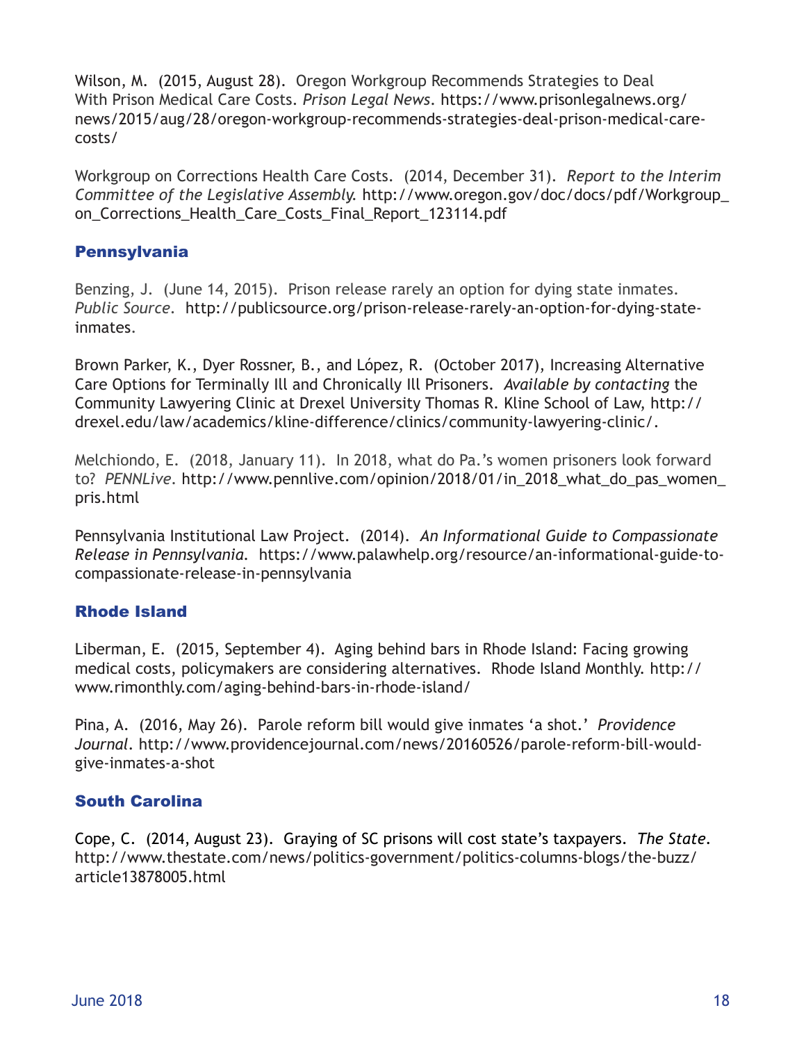Wilson, M. (2015, August 28). Oregon Workgroup Recommends Strategies to Deal With Prison Medical Care Costs. *Prison Legal News*. https://www.prisonlegalnews.org/news/2015/aug/28/oregon-workgroup-recommends-strategies-deal-prison-medical-care-costs/

Workgroup on Corrections Health Care Costs. (2014, December 31). *Report to the Interim Committee of the Legislative Assembly*. http://www.oregon.gov/doc/docs/pdf/Workgroup_on_Corrections_Health_Care_Costs_Final_Report_123114.pdf

### Pennsylvania

Benzing, J. (June 14, 2015). Prison release rarely an option for dying state inmates. *Public Source*. http://publicsource.org/prison-release-rarely-an-option-for-dying-state-inmates.

Brown Parker, K., Dyer Rossner, B., and López, R. (October 2017), Increasing Alternative Care Options for Terminally Ill and Chronically Ill Prisoners. *Available by contacting* the Community Lawyering Clinic at Drexel University Thomas R. Kline School of Law, http://drexel.edu/law/academics/kline-difference/clinics/community-lawyering-clinic/.

Melchiondo, E. (2018, January 11). In 2018, what do Pa.'s women prisoners look forward to? *PENNLive*. http://www.pennlive.com/opinion/2018/01/in_2018_what_do_pas_women_pris.html

Pennsylvania Institutional Law Project. (2014). *An Informational Guide to Compassionate Release in Pennsylvania*. https://www.palawhelp.org/resource/an-informational-guide-to-compassionate-release-in-pennsylvania

### Rhode Island

Liberman, E. (2015, September 4). Aging behind bars in Rhode Island: Facing growing medical costs, policymakers are considering alternatives. Rhode Island Monthly. http://www.rimonthly.com/aging-behind-bars-in-rhode-island/

Pina, A. (2016, May 26). Parole reform bill would give inmates 'a shot.' *Providence Journal*. http://www.providencejournal.com/news/20160526/parole-reform-bill-would-give-inmates-a-shot

### South Carolina

Cope, C. (2014, August 23). Graying of SC prisons will cost state's taxpayers. *The State*. http://www.thestate.com/news/politics-government/politics-columns-blogs/the-buzz/article13878005.html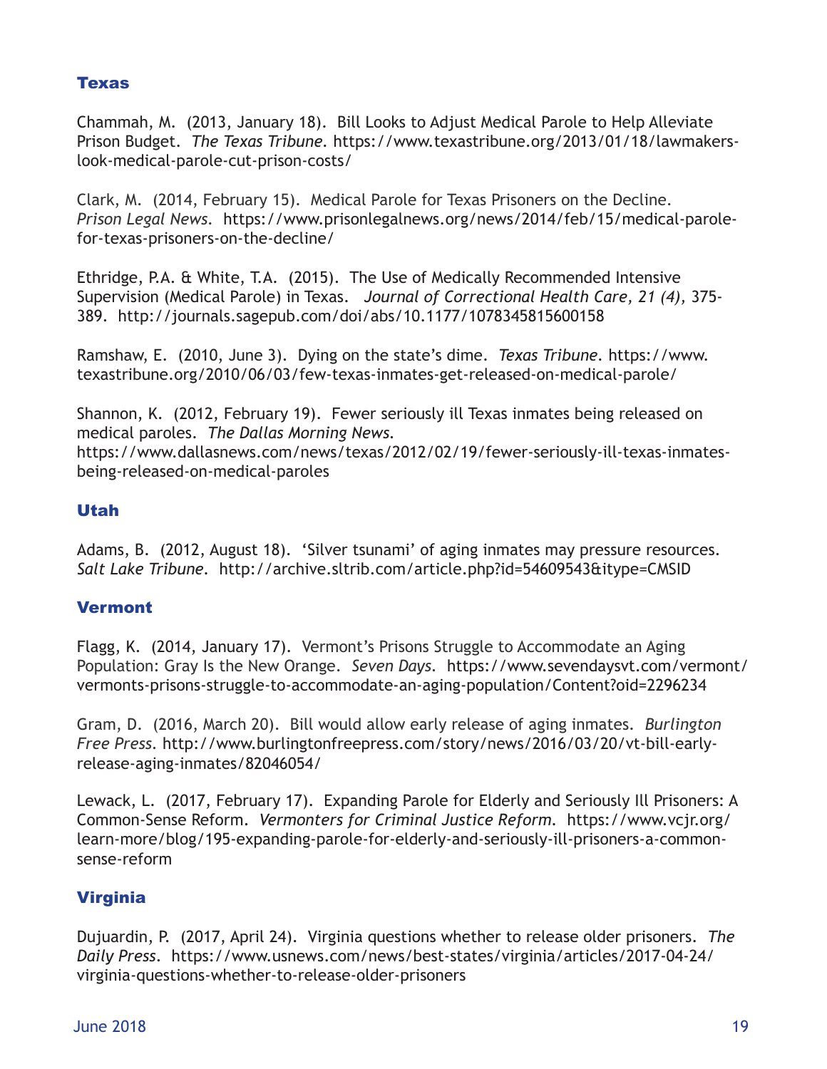## Texas

Chammah, M. (2013, January 18). Bill Looks to Adjust Medical Parole to Help Alleviate Prison Budget. *The Texas Tribune*. https://www.texastribune.org/2013/01/18/lawmakers-look-medical-parole-cut-prison-costs/

Clark, M. (2014, February 15). Medical Parole for Texas Prisoners on the Decline. *Prison Legal News*. https://www.prisonlegalnews.org/news/2014/feb/15/medical-parole-for-texas-prisoners-on-the-decline/

Ethridge, P.A. & White, T.A. (2015). The Use of Medically Recommended Intensive Supervision (Medical Parole) in Texas. *Journal of Correctional Health Care, 21 (4)*, 375-389. http://journals.sagepub.com/doi/abs/10.1177/1078345815600158

Ramshaw, E. (2010, June 3). Dying on the state's dime. *Texas Tribune*. https://www.texastribune.org/2010/06/03/few-texas-inmates-get-released-on-medical-parole/

Shannon, K. (2012, February 19). Fewer seriously ill Texas inmates being released on medical paroles. *The Dallas Morning News*. https://www.dallasnews.com/news/texas/2012/02/19/fewer-seriously-ill-texas-inmates-being-released-on-medical-paroles

## Utah

Adams, B. (2012, August 18). 'Silver tsunami' of aging inmates may pressure resources. *Salt Lake Tribune*. http://archive.sltrib.com/article.php?id=54609543&itype=CMSID

## Vermont

Flagg, K. (2014, January 17). Vermont's Prisons Struggle to Accommodate an Aging Population: Gray Is the New Orange. *Seven Days*. https://www.sevendaysvt.com/vermont/vermonts-prisons-struggle-to-accommodate-an-aging-population/Content?oid=2296234

Gram, D. (2016, March 20). Bill would allow early release of aging inmates. *Burlington Free Press*. http://www.burlingtonfreepress.com/story/news/2016/03/20/vt-bill-early-release-aging-inmates/82046054/

Lewack, L. (2017, February 17). Expanding Parole for Elderly and Seriously Ill Prisoners: A Common-Sense Reform. *Vermonters for Criminal Justice Reform*. https://www.vcjr.org/learn-more/blog/195-expanding-parole-for-elderly-and-seriously-ill-prisoners-a-common-sense-reform

## Virginia

Dujuardin, P. (2017, April 24). Virginia questions whether to release older prisoners. *The Daily Press*. https://www.usnews.com/news/best-states/virginia/articles/2017-04-24/virginia-questions-whether-to-release-older-prisoners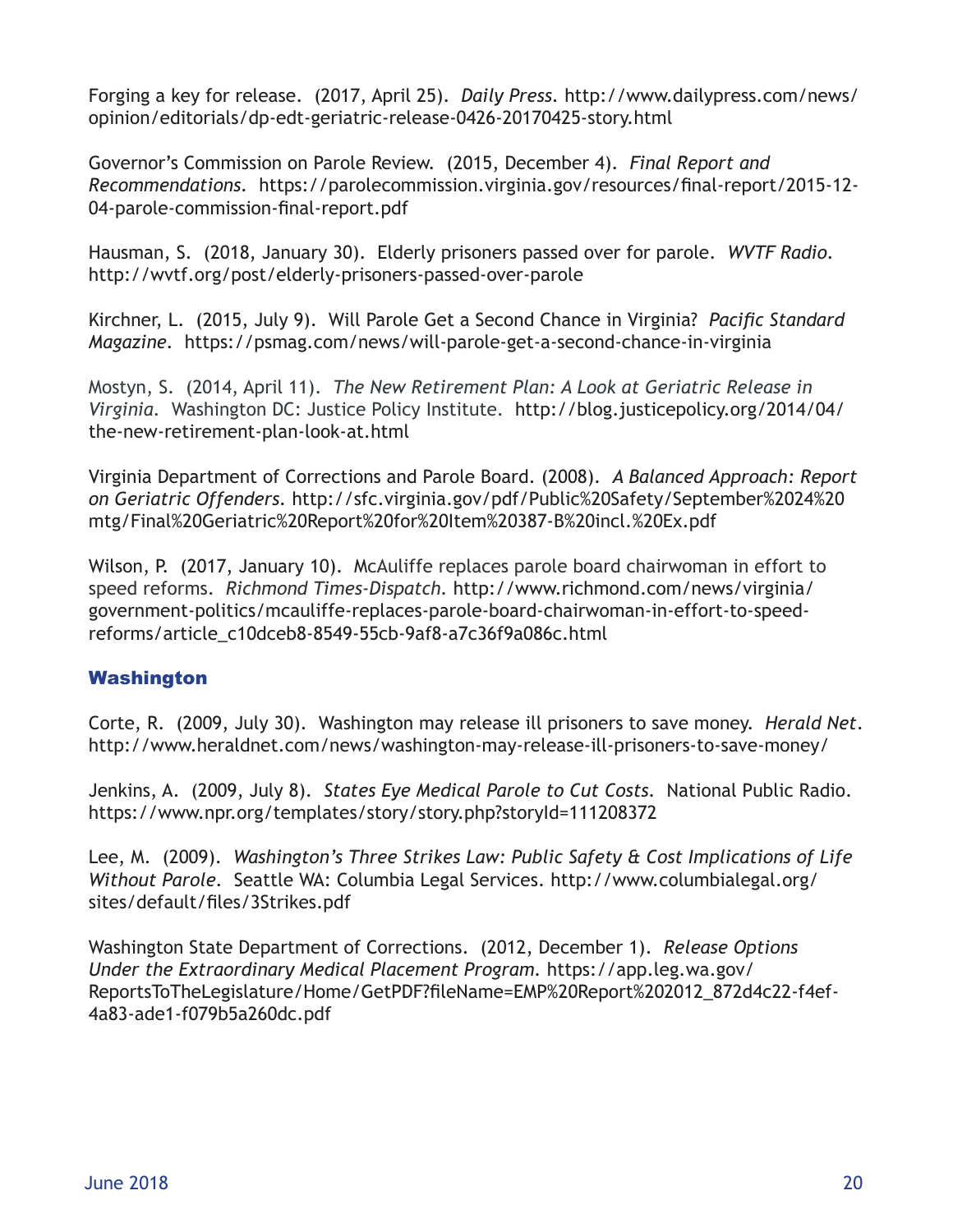Forging a key for release. (2017, April 25). *Daily Press*. http://www.dailypress.com/news/opinion/editorials/dp-edt-geriatric-release-0426-20170425-story.html

Governor's Commission on Parole Review. (2015, December 4). *Final Report and Recommendations*. https://parolecommission.virginia.gov/resources/final-report/2015-12-04-parole-commission-final-report.pdf

Hausman, S. (2018, January 30). Elderly prisoners passed over for parole. *WVTF Radio*. http://wvtf.org/post/elderly-prisoners-passed-over-parole

Kirchner, L. (2015, July 9). Will Parole Get a Second Chance in Virginia? *Pacific Standard Magazine*. https://psmag.com/news/will-parole-get-a-second-chance-in-virginia

Mostyn, S. (2014, April 11). *The New Retirement Plan: A Look at Geriatric Release in Virginia*. Washington DC: Justice Policy Institute. http://blog.justicepolicy.org/2014/04/the-new-retirement-plan-look-at.html

Virginia Department of Corrections and Parole Board. (2008). *A Balanced Approach: Report on Geriatric Offenders*. http://sfc.virginia.gov/pdf/Public%20Safety/September%2024%20mtg/Final%20Geriatric%20Report%20for%20Item%20387-B%20incl.%20Ex.pdf

Wilson, P. (2017, January 10). McAuliffe replaces parole board chairwoman in effort to speed reforms. *Richmond Times-Dispatch*. http://www.richmond.com/news/virginia/government-politics/mcauliffe-replaces-parole-board-chairwoman-in-effort-to-speed-reforms/article_c10dceb8-8549-55cb-9af8-a7c36f9a086c.html

### Washington

Corte, R. (2009, July 30). Washington may release ill prisoners to save money. *Herald Net*. http://www.heraldnet.com/news/washington-may-release-ill-prisoners-to-save-money/

Jenkins, A. (2009, July 8). *States Eye Medical Parole to Cut Costs*. National Public Radio. https://www.npr.org/templates/story/story.php?storyId=111208372

Lee, M. (2009). *Washington's Three Strikes Law: Public Safety & Cost Implications of Life Without Parole*. Seattle WA: Columbia Legal Services. http://www.columbialegal.org/sites/default/files/3Strikes.pdf

Washington State Department of Corrections. (2012, December 1). *Release Options Under the Extraordinary Medical Placement Program*. https://app.leg.wa.gov/ReportsToTheLegislature/Home/GetPDF?fileName=EMP%20Report%202012_872d4c22-f4ef-4a83-ade1-f079b5a260dc.pdf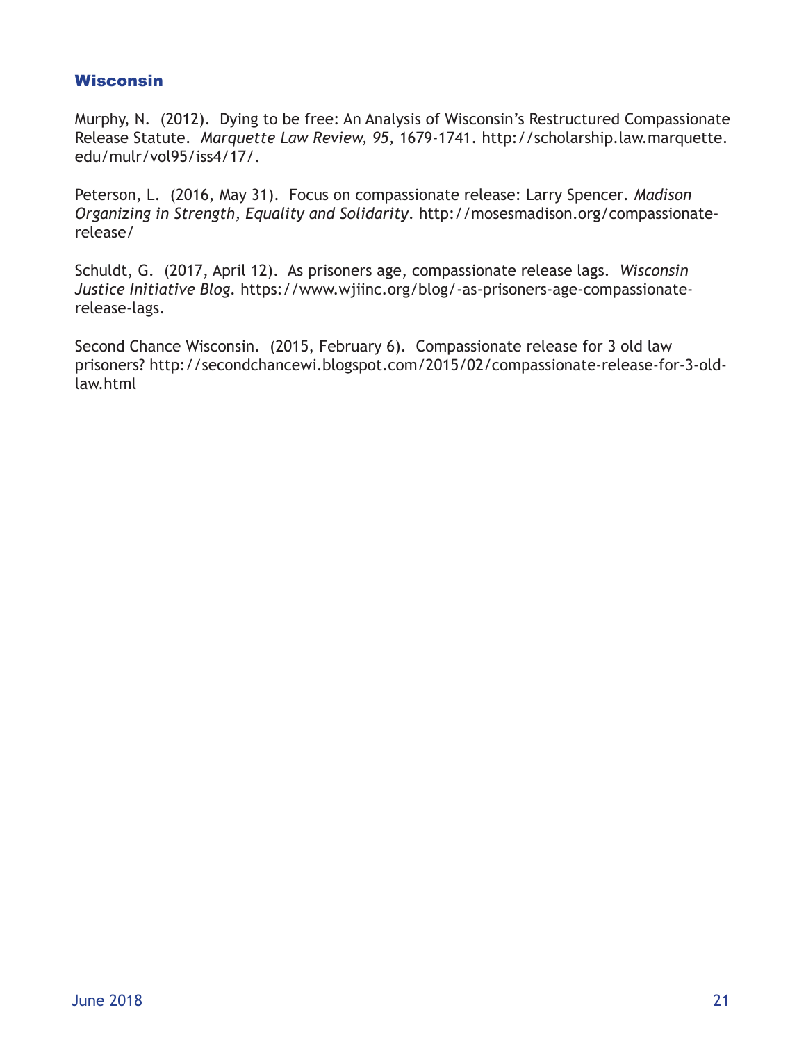### Wisconsin

Murphy, N. (2012). Dying to be free: An Analysis of Wisconsin's Restructured Compassionate Release Statute. *Marquette Law Review, 95,* 1679-1741. http://scholarship.law.marquette.edu/mulr/vol95/iss4/17/.

Peterson, L. (2016, May 31). Focus on compassionate release: Larry Spencer. *Madison Organizing in Strength, Equality and Solidarity*. http://mosesmadison.org/compassionate-release/

Schuldt, G. (2017, April 12). As prisoners age, compassionate release lags. *Wisconsin Justice Initiative Blog*. https://www.wjiinc.org/blog/-as-prisoners-age-compassionate-release-lags.

Second Chance Wisconsin. (2015, February 6). Compassionate release for 3 old law prisoners? http://secondchancewi.blogspot.com/2015/02/compassionate-release-for-3-old-law.html